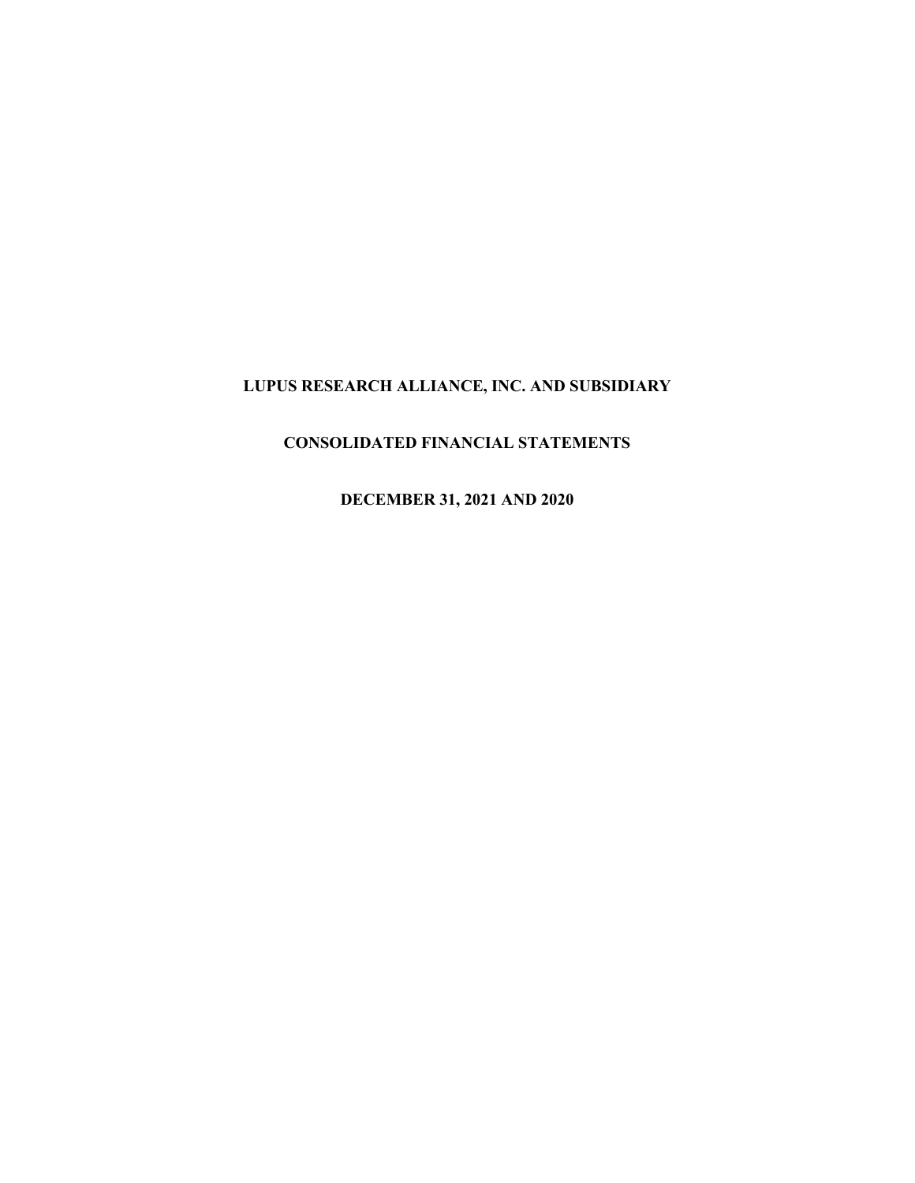# LUPUS RESEARCH ALLIANCE, INC. AND SUBSIDIARY

## CONSOLIDATED FINANCIAL STATEMENTS

## DECEMBER 31, 2021 AND 2020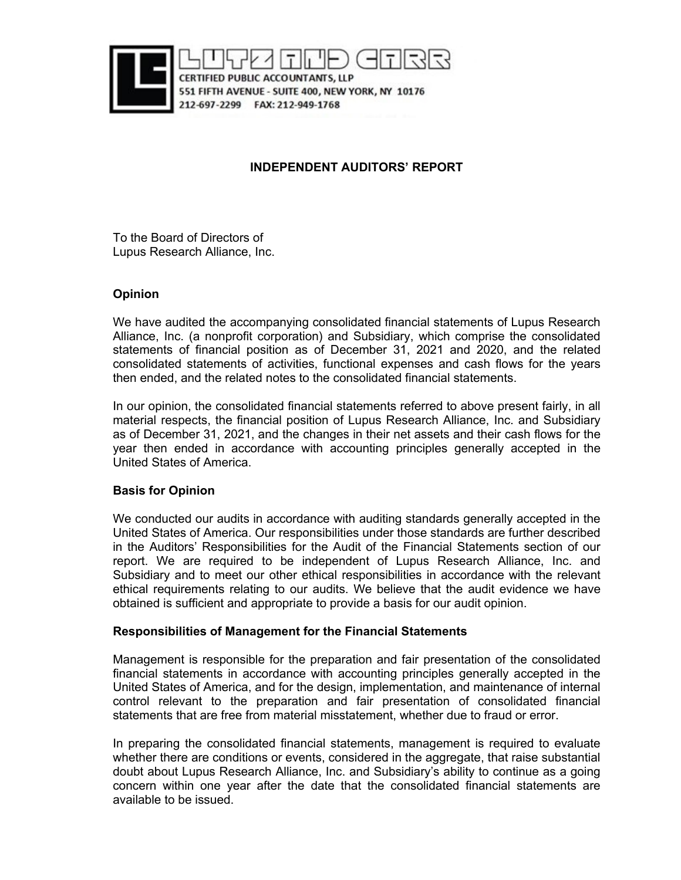LUTZ AND CARR
CERTIFIED PUBLIC ACCOUNTANTS, LLP
551 FIFTH AVENUE - SUITE 400, NEW YORK, NY 10176
212-697-2299 FAX: 212-949-1768

# INDEPENDENT AUDITORS' REPORT

To the Board of Directors of
Lupus Research Alliance, Inc.

## Opinion

We have audited the accompanying consolidated financial statements of Lupus Research Alliance, Inc. (a nonprofit corporation) and Subsidiary, which comprise the consolidated statements of financial position as of December 31, 2021 and 2020, and the related consolidated statements of activities, functional expenses and cash flows for the years then ended, and the related notes to the consolidated financial statements.

In our opinion, the consolidated financial statements referred to above present fairly, in all material respects, the financial position of Lupus Research Alliance, Inc. and Subsidiary as of December 31, 2021, and the changes in their net assets and their cash flows for the year then ended in accordance with accounting principles generally accepted in the United States of America.

## Basis for Opinion

We conducted our audits in accordance with auditing standards generally accepted in the United States of America. Our responsibilities under those standards are further described in the Auditors' Responsibilities for the Audit of the Financial Statements section of our report. We are required to be independent of Lupus Research Alliance, Inc. and Subsidiary and to meet our other ethical responsibilities in accordance with the relevant ethical requirements relating to our audits. We believe that the audit evidence we have obtained is sufficient and appropriate to provide a basis for our audit opinion.

## Responsibilities of Management for the Financial Statements

Management is responsible for the preparation and fair presentation of the consolidated financial statements in accordance with accounting principles generally accepted in the United States of America, and for the design, implementation, and maintenance of internal control relevant to the preparation and fair presentation of consolidated financial statements that are free from material misstatement, whether due to fraud or error.

In preparing the consolidated financial statements, management is required to evaluate whether there are conditions or events, considered in the aggregate, that raise substantial doubt about Lupus Research Alliance, Inc. and Subsidiary's ability to continue as a going concern within one year after the date that the consolidated financial statements are available to be issued.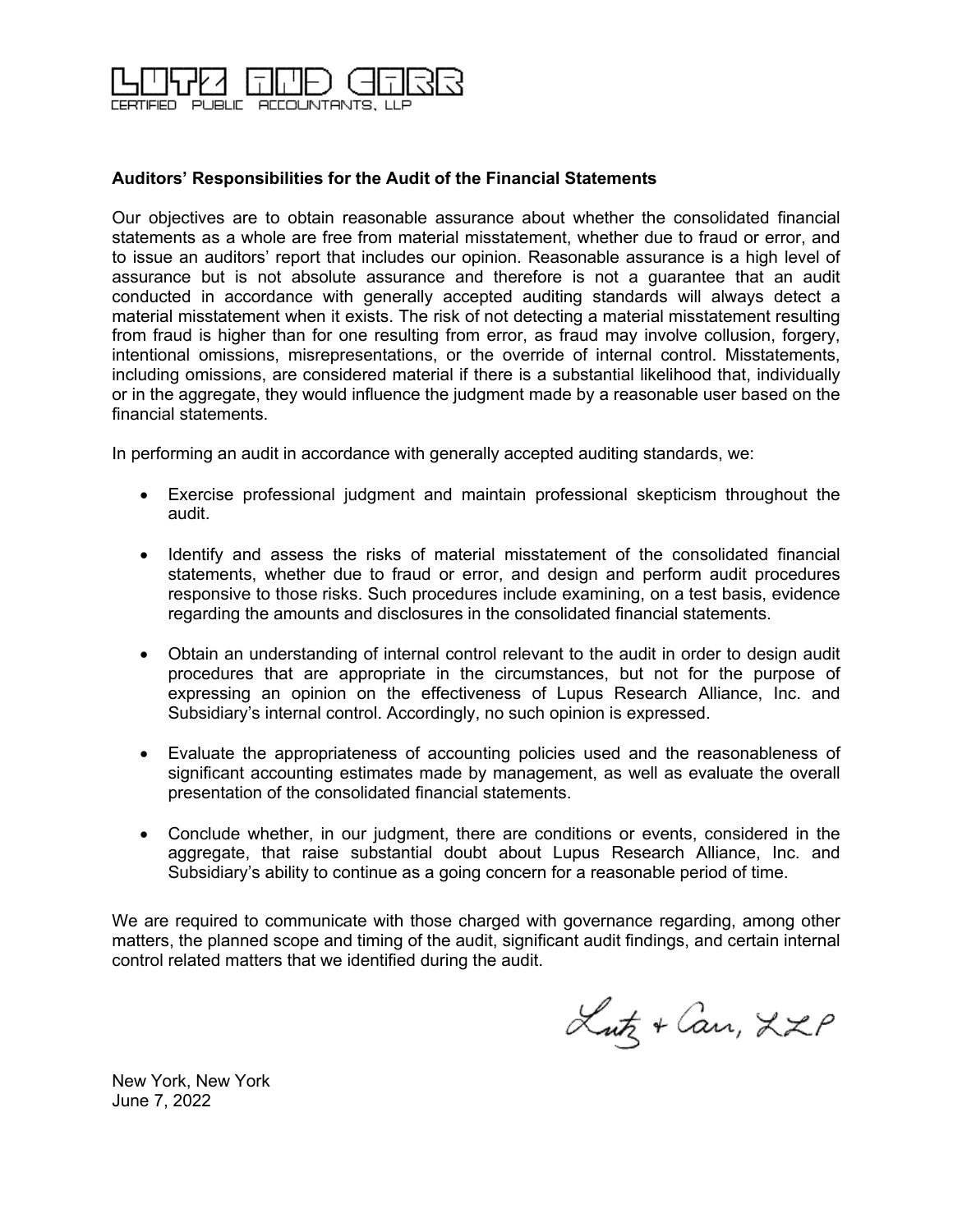LUTZ AND CARR
CERTIFIED PUBLIC ACCOUNTANTS, LLP

**Auditors' Responsibilities for the Audit of the Financial Statements**

Our objectives are to obtain reasonable assurance about whether the consolidated financial statements as a whole are free from material misstatement, whether due to fraud or error, and to issue an auditors' report that includes our opinion. Reasonable assurance is a high level of assurance but is not absolute assurance and therefore is not a guarantee that an audit conducted in accordance with generally accepted auditing standards will always detect a material misstatement when it exists. The risk of not detecting a material misstatement resulting from fraud is higher than for one resulting from error, as fraud may involve collusion, forgery, intentional omissions, misrepresentations, or the override of internal control. Misstatements, including omissions, are considered material if there is a substantial likelihood that, individually or in the aggregate, they would influence the judgment made by a reasonable user based on the financial statements.

In performing an audit in accordance with generally accepted auditing standards, we:

- Exercise professional judgment and maintain professional skepticism throughout the audit.

- Identify and assess the risks of material misstatement of the consolidated financial statements, whether due to fraud or error, and design and perform audit procedures responsive to those risks. Such procedures include examining, on a test basis, evidence regarding the amounts and disclosures in the consolidated financial statements.

- Obtain an understanding of internal control relevant to the audit in order to design audit procedures that are appropriate in the circumstances, but not for the purpose of expressing an opinion on the effectiveness of Lupus Research Alliance, Inc. and Subsidiary's internal control. Accordingly, no such opinion is expressed.

- Evaluate the appropriateness of accounting policies used and the reasonableness of significant accounting estimates made by management, as well as evaluate the overall presentation of the consolidated financial statements.

- Conclude whether, in our judgment, there are conditions or events, considered in the aggregate, that raise substantial doubt about Lupus Research Alliance, Inc. and Subsidiary's ability to continue as a going concern for a reasonable period of time.

We are required to communicate with those charged with governance regarding, among other matters, the planned scope and timing of the audit, significant audit findings, and certain internal control related matters that we identified during the audit.

Lutz + Carr, LLP

New York, New York
June 7, 2022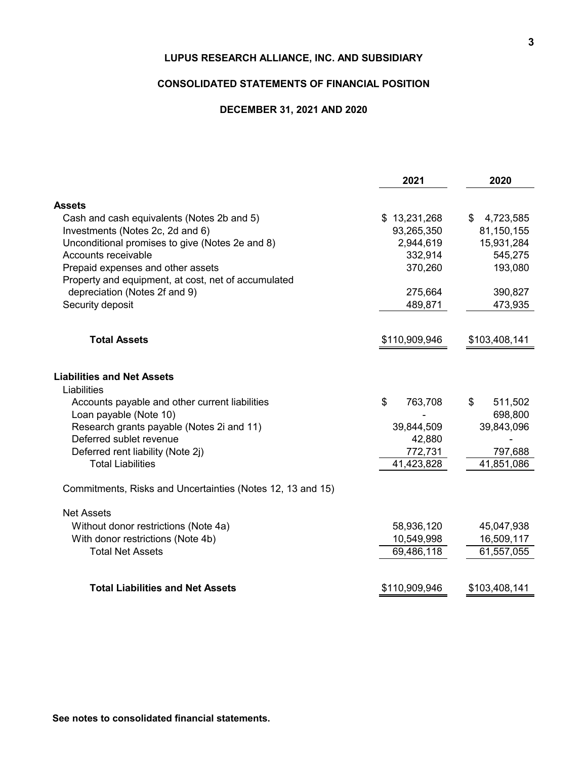# LUPUS RESEARCH ALLIANCE, INC. AND SUBSIDIARY

## CONSOLIDATED STATEMENTS OF FINANCIAL POSITION

### DECEMBER 31, 2021 AND 2020

| | 2021 | 2020 |
|---|---|---|
| **Assets** | | |
| Cash and cash equivalents (Notes 2b and 5) | $ 13,231,268 | $ 4,723,585 |
| Investments (Notes 2c, 2d and 6) | 93,265,350 | 81,150,155 |
| Unconditional promises to give (Notes 2e and 8) | 2,944,619 | 15,931,284 |
| Accounts receivable | 332,914 | 545,275 |
| Prepaid expenses and other assets | 370,260 | 193,080 |
| Property and equipment, at cost, net of accumulated depreciation (Notes 2f and 9) | 275,664 | 390,827 |
| Security deposit | 489,871 | 473,935 |
| **Total Assets** | $110,909,946 | $103,408,141 |
| **Liabilities and Net Assets** | | |
| Liabilities | | |
| Accounts payable and other current liabilities | $ 763,708 | $ 511,502 |
| Loan payable (Note 10) | - | 698,800 |
| Research grants payable (Notes 2i and 11) | 39,844,509 | 39,843,096 |
| Deferred sublet revenue | 42,880 | - |
| Deferred rent liability (Note 2j) | 772,731 | 797,688 |
| Total Liabilities | 41,423,828 | 41,851,086 |
| Commitments, Risks and Uncertainties (Notes 12, 13 and 15) | | |
| Net Assets | | |
| Without donor restrictions (Note 4a) | 58,936,120 | 45,047,938 |
| With donor restrictions (Note 4b) | 10,549,998 | 16,509,117 |
| Total Net Assets | 69,486,118 | 61,557,055 |
| **Total Liabilities and Net Assets** | $110,909,946 | $103,408,141 |

**See notes to consolidated financial statements.**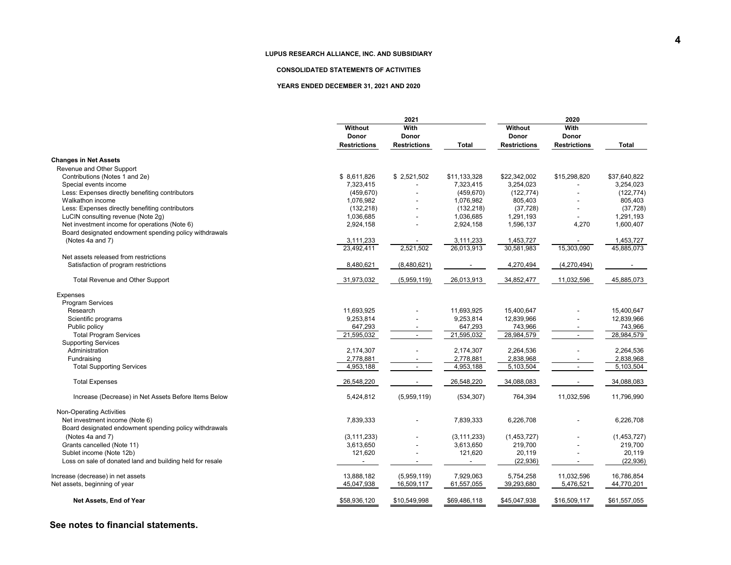**LUPUS RESEARCH ALLIANCE, INC. AND SUBSIDIARY**

**CONSOLIDATED STATEMENTS OF ACTIVITIES**

**YEARS ENDED DECEMBER 31, 2021 AND 2020**

| | 2021 | | | 2020 | | |
|---|---|---|---|---|---|---|
| | Without Donor Restrictions | With Donor Restrictions | Total | Without Donor Restrictions | With Donor Restrictions | Total |
| **Changes in Net Assets** | | | | | | |
| Revenue and Other Support | | | | | | |
| Contributions (Notes 1 and 2e) | $ 8,611,826 | $ 2,521,502 | $11,133,328 | $22,342,002 | $15,298,820 | $37,640,822 |
| Special events income | 7,323,415 | - | 7,323,415 | 3,254,023 | - | 3,254,023 |
| Less: Expenses directly benefiting contributors | (459,670) | - | (459,670) | (122,774) | - | (122,774) |
| Walkathon income | 1,076,982 | - | 1,076,982 | 805,403 | - | 805,403 |
| Less: Expenses directly benefiting contributors | (132,218) | - | (132,218) | (37,728) | - | (37,728) |
| LuCIN consulting revenue (Note 2g) | 1,036,685 | - | 1,036,685 | 1,291,193 | - | 1,291,193 |
| Net investment income for operations (Note 6) | 2,924,158 | - | 2,924,158 | 1,596,137 | 4,270 | 1,600,407 |
| Board designated endowment spending policy withdrawals (Notes 4a and 7) | 3,111,233 | - | 3,111,233 | 1,453,727 | - | 1,453,727 |
| | 23,492,411 | 2,521,502 | 26,013,913 | 30,581,983 | 15,303,090 | 45,885,073 |
| Net assets released from restrictions | | | | | | |
| Satisfaction of program restrictions | 8,480,621 | (8,480,621) | - | 4,270,494 | (4,270,494) | - |
| Total Revenue and Other Support | 31,973,032 | (5,959,119) | 26,013,913 | 34,852,477 | 11,032,596 | 45,885,073 |
| Expenses | | | | | | |
| Program Services | | | | | | |
| Research | 11,693,925 | - | 11,693,925 | 15,400,647 | - | 15,400,647 |
| Scientific programs | 9,253,814 | - | 9,253,814 | 12,839,966 | - | 12,839,966 |
| Public policy | 647,293 | - | 647,293 | 743,966 | - | 743,966 |
| Total Program Services | 21,595,032 | - | 21,595,032 | 28,984,579 | - | 28,984,579 |
| Supporting Services | | | | | | |
| Administration | 2,174,307 | - | 2,174,307 | 2,264,536 | - | 2,264,536 |
| Fundraising | 2,778,881 | - | 2,778,881 | 2,838,968 | - | 2,838,968 |
| Total Supporting Services | 4,953,188 | - | 4,953,188 | 5,103,504 | - | 5,103,504 |
| Total Expenses | 26,548,220 | - | 26,548,220 | 34,088,083 | - | 34,088,083 |
| Increase (Decrease) in Net Assets Before Items Below | 5,424,812 | (5,959,119) | (534,307) | 764,394 | 11,032,596 | 11,796,990 |
| Non-Operating Activities | | | | | | |
| Net investment income (Note 6) | 7,839,333 | - | 7,839,333 | 6,226,708 | - | 6,226,708 |
| Board designated endowment spending policy withdrawals (Notes 4a and 7) | (3,111,233) | - | (3,111,233) | (1,453,727) | - | (1,453,727) |
| Grants cancelled (Note 11) | 3,613,650 | - | 3,613,650 | 219,700 | - | 219,700 |
| Sublet income (Note 12b) | 121,620 | - | 121,620 | 20,119 | - | 20,119 |
| Loss on sale of donated land and building held for resale | - | - | - | (22,936) | - | (22,936) |
| Increase (decrease) in net assets | 13,888,182 | (5,959,119) | 7,929,063 | 5,754,258 | 11,032,596 | 16,786,854 |
| Net assets, beginning of year | 45,047,938 | 16,509,117 | 61,557,055 | 39,293,680 | 5,476,521 | 44,770,201 |
| **Net Assets, End of Year** | $58,936,120 | $10,549,998 | $69,486,118 | $45,047,938 | $16,509,117 | $61,557,055 |

**See notes to financial statements.**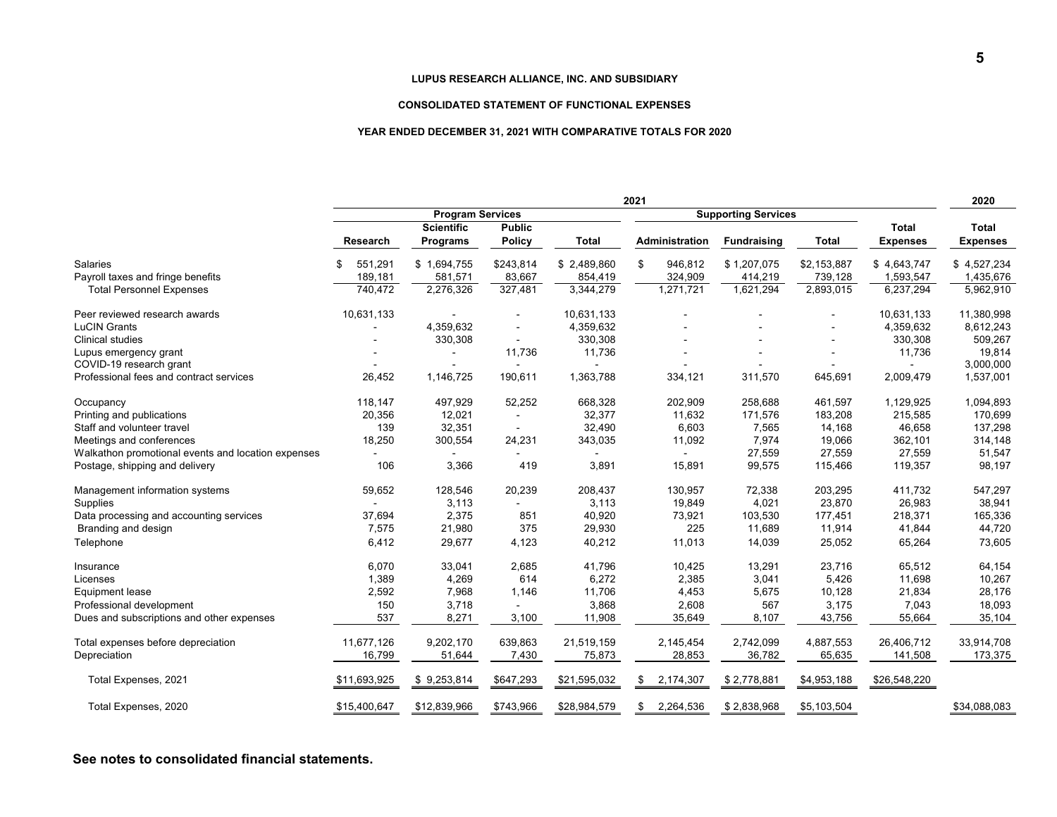**LUPUS RESEARCH ALLIANCE, INC. AND SUBSIDIARY**

**CONSOLIDATED STATEMENT OF FUNCTIONAL EXPENSES**

**YEAR ENDED DECEMBER 31, 2021 WITH COMPARATIVE TOTALS FOR 2020**

| | 2021 | | | | | | | | 2020 |
|---|---|---|---|---|---|---|---|---|---|
| | Program Services | | | | Supporting Services | | | | |
| | Research | Scientific Programs | Public Policy | Total | Administration | Fundraising | Total | Total Expenses | Total Expenses |
| Salaries | $ 551,291 | $ 1,694,755 | $243,814 | $ 2,489,860 | $ 946,812 | $ 1,207,075 | $2,153,887 | $ 4,643,747 | $ 4,527,234 |
| Payroll taxes and fringe benefits | 189,181 | 581,571 | 83,667 | 854,419 | 324,909 | 414,219 | 739,128 | 1,593,547 | 1,435,676 |
| Total Personnel Expenses | 740,472 | 2,276,326 | 327,481 | 3,344,279 | 1,271,721 | 1,621,294 | 2,893,015 | 6,237,294 | 5,962,910 |
| Peer reviewed research awards | 10,631,133 | - | - | 10,631,133 | - | - | - | 10,631,133 | 11,380,998 |
| LuCIN Grants | - | 4,359,632 | - | 4,359,632 | - | - | - | 4,359,632 | 8,612,243 |
| Clinical studies | - | 330,308 | - | 330,308 | - | - | - | 330,308 | 509,267 |
| Lupus emergency grant | - | - | 11,736 | 11,736 | - | - | - | 11,736 | 19,814 |
| COVID-19 research grant | - | - | - | - | - | - | - | - | 3,000,000 |
| Professional fees and contract services | 26,452 | 1,146,725 | 190,611 | 1,363,788 | 334,121 | 311,570 | 645,691 | 2,009,479 | 1,537,001 |
| Occupancy | 118,147 | 497,929 | 52,252 | 668,328 | 202,909 | 258,688 | 461,597 | 1,129,925 | 1,094,893 |
| Printing and publications | 20,356 | 12,021 | - | 32,377 | 11,632 | 171,576 | 183,208 | 215,585 | 170,699 |
| Staff and volunteer travel | 139 | 32,351 | - | 32,490 | 6,603 | 7,565 | 14,168 | 46,658 | 137,298 |
| Meetings and conferences | 18,250 | 300,554 | 24,231 | 343,035 | 11,092 | 7,974 | 19,066 | 362,101 | 314,148 |
| Walkathon promotional events and location expenses | - | - | - | - | - | 27,559 | 27,559 | 27,559 | 51,547 |
| Postage, shipping and delivery | 106 | 3,366 | 419 | 3,891 | 15,891 | 99,575 | 115,466 | 119,357 | 98,197 |
| Management information systems | 59,652 | 128,546 | 20,239 | 208,437 | 130,957 | 72,338 | 203,295 | 411,732 | 547,297 |
| Supplies | - | 3,113 | - | 3,113 | 19,849 | 4,021 | 23,870 | 26,983 | 38,941 |
| Data processing and accounting services | 37,694 | 2,375 | 851 | 40,920 | 73,921 | 103,530 | 177,451 | 218,371 | 165,336 |
| Branding and design | 7,575 | 21,980 | 375 | 29,930 | 225 | 11,689 | 11,914 | 41,844 | 44,720 |
| Telephone | 6,412 | 29,677 | 4,123 | 40,212 | 11,013 | 14,039 | 25,052 | 65,264 | 73,605 |
| Insurance | 6,070 | 33,041 | 2,685 | 41,796 | 10,425 | 13,291 | 23,716 | 65,512 | 64,154 |
| Licenses | 1,389 | 4,269 | 614 | 6,272 | 2,385 | 3,041 | 5,426 | 11,698 | 10,267 |
| Equipment lease | 2,592 | 7,968 | 1,146 | 11,706 | 4,453 | 5,675 | 10,128 | 21,834 | 28,176 |
| Professional development | 150 | 3,718 | - | 3,868 | 2,608 | 567 | 3,175 | 7,043 | 18,093 |
| Dues and subscriptions and other expenses | 537 | 8,271 | 3,100 | 11,908 | 35,649 | 8,107 | 43,756 | 55,664 | 35,104 |
| Total expenses before depreciation | 11,677,126 | 9,202,170 | 639,863 | 21,519,159 | 2,145,454 | 2,742,099 | 4,887,553 | 26,406,712 | 33,914,708 |
| Depreciation | 16,799 | 51,644 | 7,430 | 75,873 | 28,853 | 36,782 | 65,635 | 141,508 | 173,375 |
| Total Expenses, 2021 | $11,693,925 | $ 9,253,814 | $647,293 | $21,595,032 | $ 2,174,307 | $ 2,778,881 | $4,953,188 | $26,548,220 | |
| Total Expenses, 2020 | $15,400,647 | $12,839,966 | $743,966 | $28,984,579 | $ 2,264,536 | $ 2,838,968 | $5,103,504 | | $34,088,083 |

**See notes to consolidated financial statements.**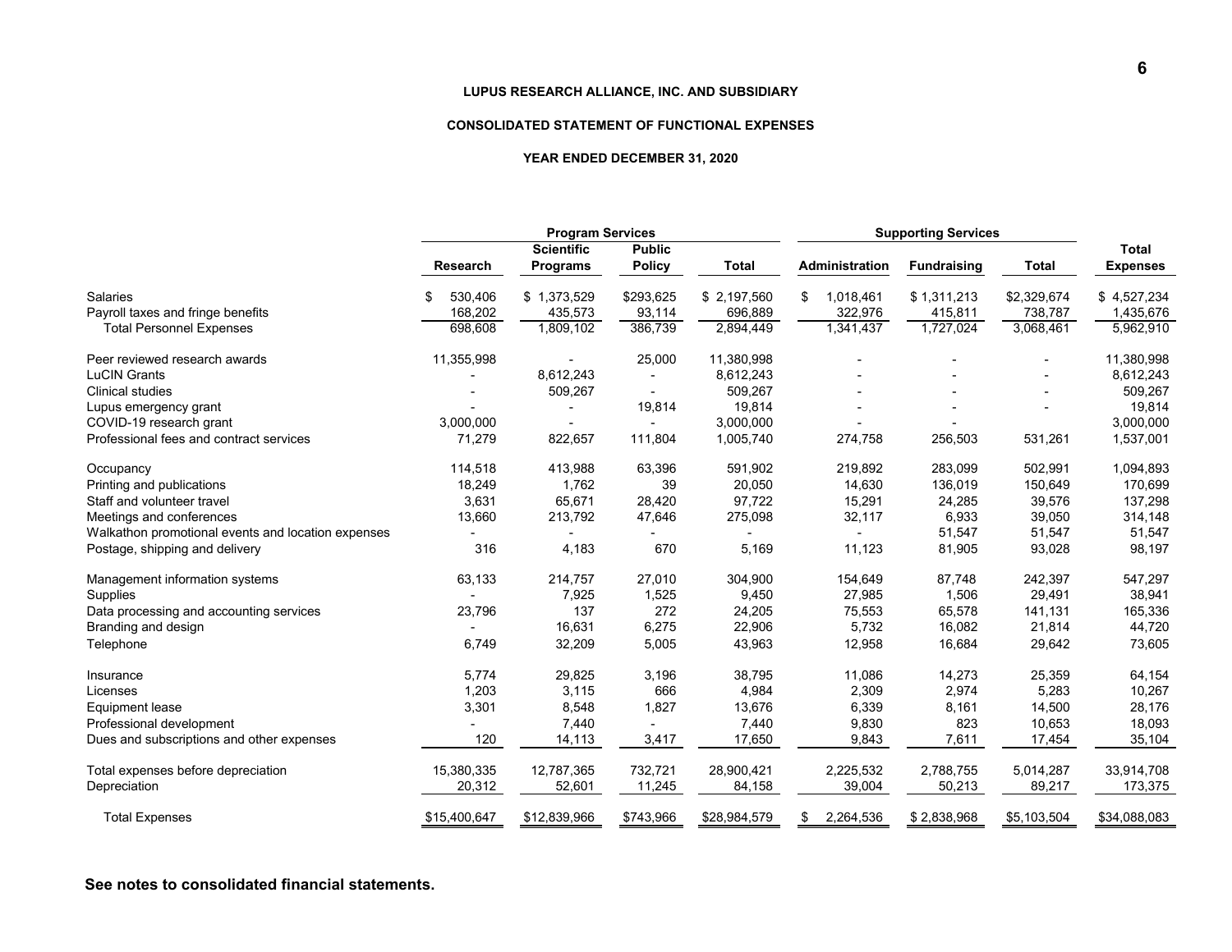**LUPUS RESEARCH ALLIANCE, INC. AND SUBSIDIARY**

**CONSOLIDATED STATEMENT OF FUNCTIONAL EXPENSES**

**YEAR ENDED DECEMBER 31, 2020**

| | Program Services | | | | Supporting Services | | | |
|---|---|---|---|---|---|---|---|---|
| | Research | Scientific Programs | Public Policy | Total | Administration | Fundraising | Total | Total Expenses |
| Salaries | $ 530,406 | $ 1,373,529 | $293,625 | $ 2,197,560 | $ 1,018,461 | $ 1,311,213 | $2,329,674 | $ 4,527,234 |
| Payroll taxes and fringe benefits | 168,202 | 435,573 | 93,114 | 696,889 | 322,976 | 415,811 | 738,787 | 1,435,676 |
| Total Personnel Expenses | 698,608 | 1,809,102 | 386,739 | 2,894,449 | 1,341,437 | 1,727,024 | 3,068,461 | 5,962,910 |
| Peer reviewed research awards | 11,355,998 | - | 25,000 | 11,380,998 | - | - | - | 11,380,998 |
| LuCIN Grants | - | 8,612,243 | - | 8,612,243 | - | - | - | 8,612,243 |
| Clinical studies | - | 509,267 | - | 509,267 | - | - | - | 509,267 |
| Lupus emergency grant | - | - | 19,814 | 19,814 | - | - | - | 19,814 |
| COVID-19 research grant | 3,000,000 | - | - | 3,000,000 | - | - | | 3,000,000 |
| Professional fees and contract services | 71,279 | 822,657 | 111,804 | 1,005,740 | 274,758 | 256,503 | 531,261 | 1,537,001 |
| Occupancy | 114,518 | 413,988 | 63,396 | 591,902 | 219,892 | 283,099 | 502,991 | 1,094,893 |
| Printing and publications | 18,249 | 1,762 | 39 | 20,050 | 14,630 | 136,019 | 150,649 | 170,699 |
| Staff and volunteer travel | 3,631 | 65,671 | 28,420 | 97,722 | 15,291 | 24,285 | 39,576 | 137,298 |
| Meetings and conferences | 13,660 | 213,792 | 47,646 | 275,098 | 32,117 | 6,933 | 39,050 | 314,148 |
| Walkathon promotional events and location expenses | - | - | - | - | - | 51,547 | 51,547 | 51,547 |
| Postage, shipping and delivery | 316 | 4,183 | 670 | 5,169 | 11,123 | 81,905 | 93,028 | 98,197 |
| Management information systems | 63,133 | 214,757 | 27,010 | 304,900 | 154,649 | 87,748 | 242,397 | 547,297 |
| Supplies | - | 7,925 | 1,525 | 9,450 | 27,985 | 1,506 | 29,491 | 38,941 |
| Data processing and accounting services | 23,796 | 137 | 272 | 24,205 | 75,553 | 65,578 | 141,131 | 165,336 |
| Branding and design | - | 16,631 | 6,275 | 22,906 | 5,732 | 16,082 | 21,814 | 44,720 |
| Telephone | 6,749 | 32,209 | 5,005 | 43,963 | 12,958 | 16,684 | 29,642 | 73,605 |
| Insurance | 5,774 | 29,825 | 3,196 | 38,795 | 11,086 | 14,273 | 25,359 | 64,154 |
| Licenses | 1,203 | 3,115 | 666 | 4,984 | 2,309 | 2,974 | 5,283 | 10,267 |
| Equipment lease | 3,301 | 8,548 | 1,827 | 13,676 | 6,339 | 8,161 | 14,500 | 28,176 |
| Professional development | - | 7,440 | - | 7,440 | 9,830 | 823 | 10,653 | 18,093 |
| Dues and subscriptions and other expenses | 120 | 14,113 | 3,417 | 17,650 | 9,843 | 7,611 | 17,454 | 35,104 |
| Total expenses before depreciation | 15,380,335 | 12,787,365 | 732,721 | 28,900,421 | 2,225,532 | 2,788,755 | 5,014,287 | 33,914,708 |
| Depreciation | 20,312 | 52,601 | 11,245 | 84,158 | 39,004 | 50,213 | 89,217 | 173,375 |
| Total Expenses | $15,400,647 | $12,839,966 | $743,966 | $28,984,579 | $ 2,264,536 | $ 2,838,968 | $5,103,504 | $34,088,083 |

**See notes to consolidated financial statements.**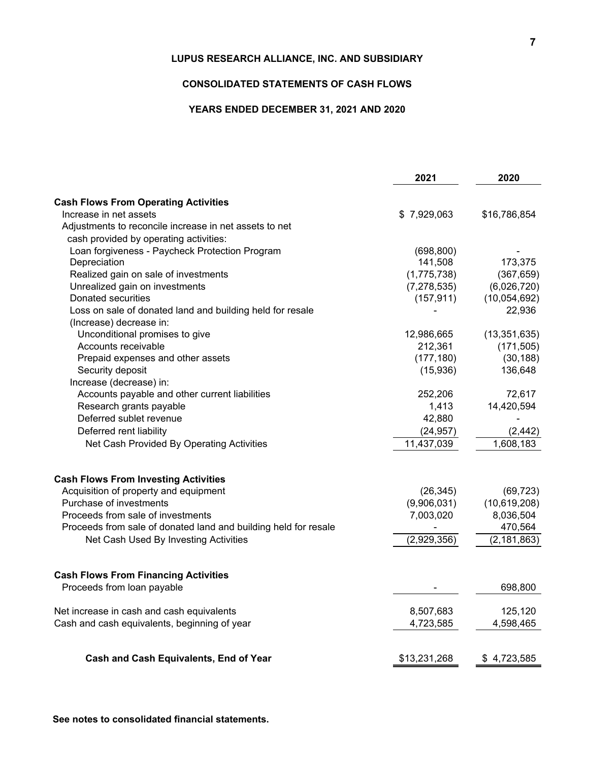**LUPUS RESEARCH ALLIANCE, INC. AND SUBSIDIARY**

**CONSOLIDATED STATEMENTS OF CASH FLOWS**

**YEARS ENDED DECEMBER 31, 2021 AND 2020**

| | 2021 | 2020 |
|---|---|---|
| **Cash Flows From Operating Activities** | | |
| Increase in net assets | $ 7,929,063 | $16,786,854 |
| Adjustments to reconcile increase in net assets to net cash provided by operating activities: | | |
| Loan forgiveness - Paycheck Protection Program | (698,800) | - |
| Depreciation | 141,508 | 173,375 |
| Realized gain on sale of investments | (1,775,738) | (367,659) |
| Unrealized gain on investments | (7,278,535) | (6,026,720) |
| Donated securities | (157,911) | (10,054,692) |
| Loss on sale of donated land and building held for resale | - | 22,936 |
| (Increase) decrease in: | | |
| Unconditional promises to give | 12,986,665 | (13,351,635) |
| Accounts receivable | 212,361 | (171,505) |
| Prepaid expenses and other assets | (177,180) | (30,188) |
| Security deposit | (15,936) | 136,648 |
| Increase (decrease) in: | | |
| Accounts payable and other current liabilities | 252,206 | 72,617 |
| Research grants payable | 1,413 | 14,420,594 |
| Deferred sublet revenue | 42,880 | - |
| Deferred rent liability | (24,957) | (2,442) |
| Net Cash Provided By Operating Activities | 11,437,039 | 1,608,183 |
| **Cash Flows From Investing Activities** | | |
| Acquisition of property and equipment | (26,345) | (69,723) |
| Purchase of investments | (9,906,031) | (10,619,208) |
| Proceeds from sale of investments | 7,003,020 | 8,036,504 |
| Proceeds from sale of donated land and building held for resale | - | 470,564 |
| Net Cash Used By Investing Activities | (2,929,356) | (2,181,863) |
| **Cash Flows From Financing Activities** | | |
| Proceeds from loan payable | - | 698,800 |
| Net increase in cash and cash equivalents | 8,507,683 | 125,120 |
| Cash and cash equivalents, beginning of year | 4,723,585 | 4,598,465 |
| **Cash and Cash Equivalents, End of Year** | $13,231,268 | $ 4,723,585 |

**See notes to consolidated financial statements.**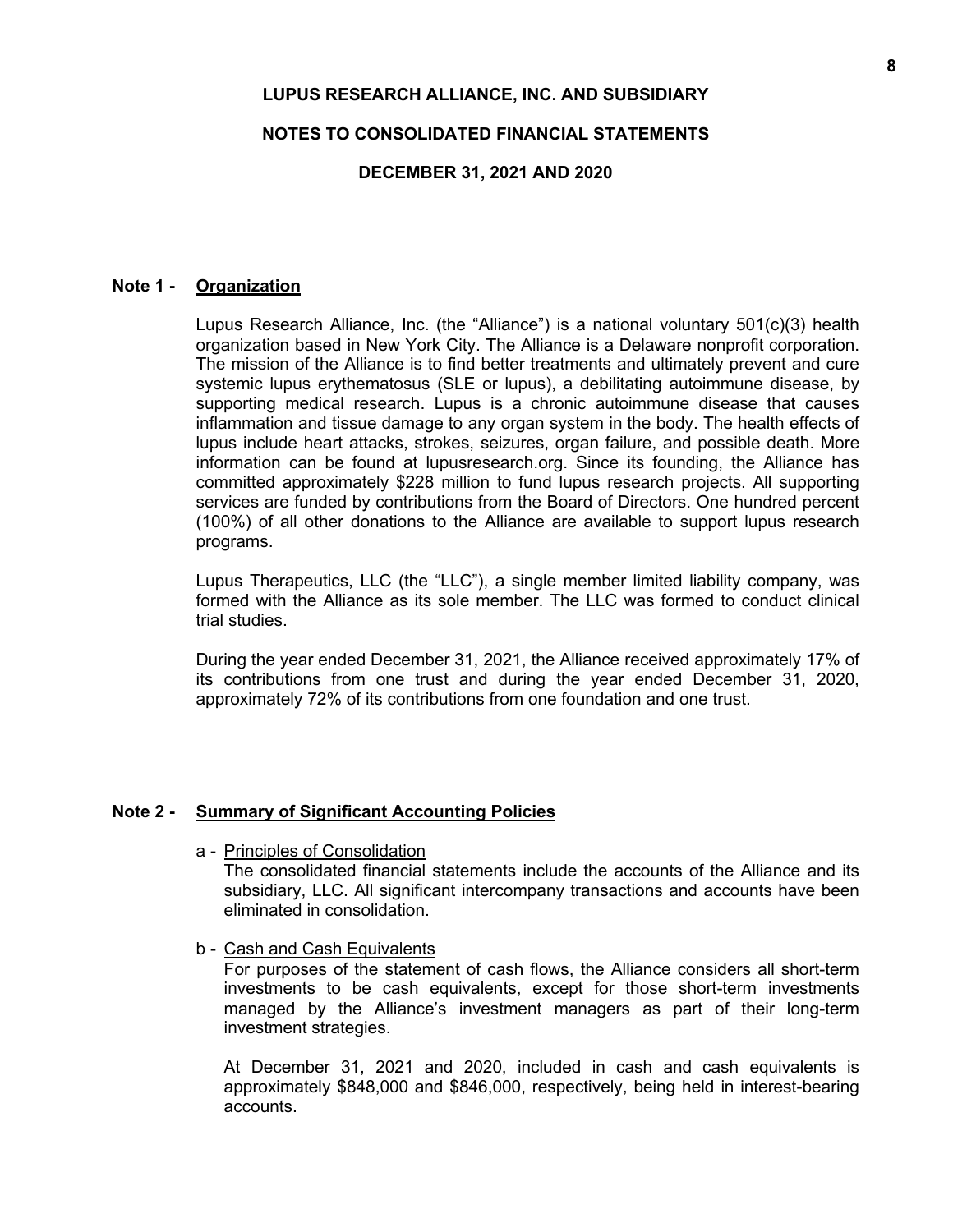# LUPUS RESEARCH ALLIANCE, INC. AND SUBSIDIARY

## NOTES TO CONSOLIDATED FINANCIAL STATEMENTS

## DECEMBER 31, 2021 AND 2020

**Note 1 - Organization**

Lupus Research Alliance, Inc. (the "Alliance") is a national voluntary 501(c)(3) health organization based in New York City. The Alliance is a Delaware nonprofit corporation. The mission of the Alliance is to find better treatments and ultimately prevent and cure systemic lupus erythematosus (SLE or lupus), a debilitating autoimmune disease, by supporting medical research. Lupus is a chronic autoimmune disease that causes inflammation and tissue damage to any organ system in the body. The health effects of lupus include heart attacks, strokes, seizures, organ failure, and possible death. More information can be found at lupusresearch.org. Since its founding, the Alliance has committed approximately $228 million to fund lupus research projects. All supporting services are funded by contributions from the Board of Directors. One hundred percent (100%) of all other donations to the Alliance are available to support lupus research programs.

Lupus Therapeutics, LLC (the "LLC"), a single member limited liability company, was formed with the Alliance as its sole member. The LLC was formed to conduct clinical trial studies.

During the year ended December 31, 2021, the Alliance received approximately 17% of its contributions from one trust and during the year ended December 31, 2020, approximately 72% of its contributions from one foundation and one trust.

**Note 2 - Summary of Significant Accounting Policies**

a - Principles of Consolidation

The consolidated financial statements include the accounts of the Alliance and its subsidiary, LLC. All significant intercompany transactions and accounts have been eliminated in consolidation.

b - Cash and Cash Equivalents

For purposes of the statement of cash flows, the Alliance considers all short-term investments to be cash equivalents, except for those short-term investments managed by the Alliance's investment managers as part of their long-term investment strategies.

At December 31, 2021 and 2020, included in cash and cash equivalents is approximately $848,000 and $846,000, respectively, being held in interest-bearing accounts.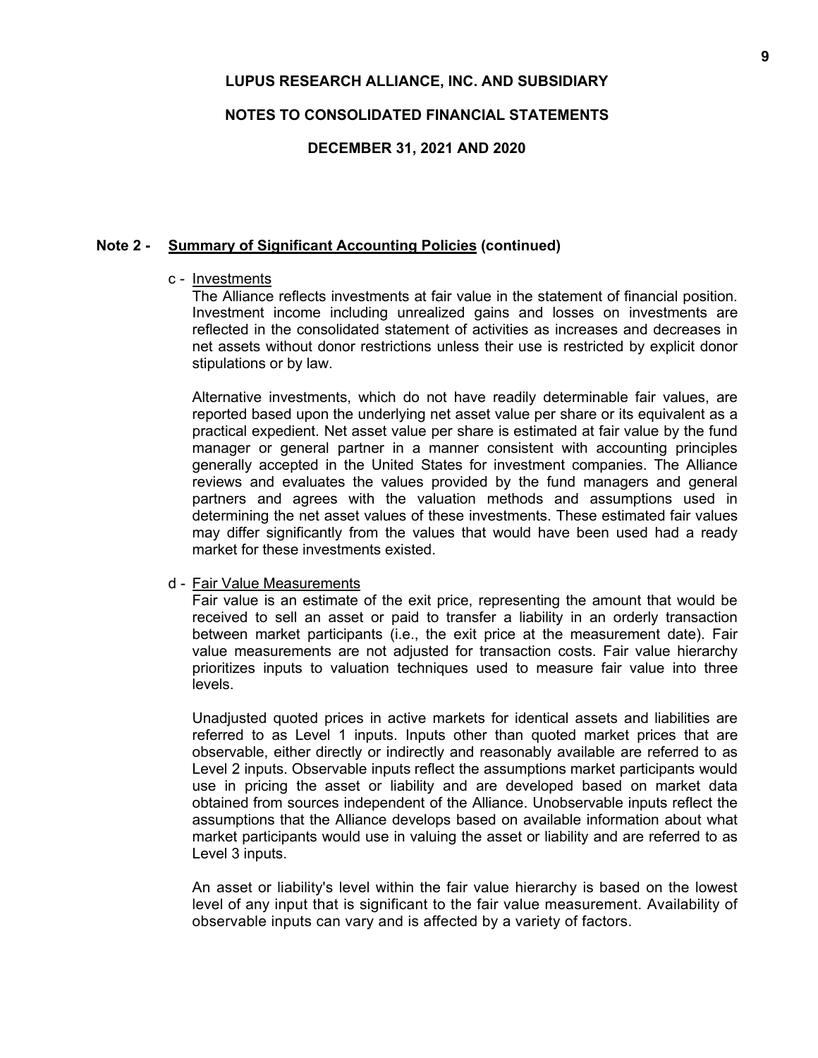## Note 2 - Summary of Significant Accounting Policies (continued)

c - Investments

The Alliance reflects investments at fair value in the statement of financial position. Investment income including unrealized gains and losses on investments are reflected in the consolidated statement of activities as increases and decreases in net assets without donor restrictions unless their use is restricted by explicit donor stipulations or by law.

Alternative investments, which do not have readily determinable fair values, are reported based upon the underlying net asset value per share or its equivalent as a practical expedient. Net asset value per share is estimated at fair value by the fund manager or general partner in a manner consistent with accounting principles generally accepted in the United States for investment companies. The Alliance reviews and evaluates the values provided by the fund managers and general partners and agrees with the valuation methods and assumptions used in determining the net asset values of these investments. These estimated fair values may differ significantly from the values that would have been used had a ready market for these investments existed.

d - Fair Value Measurements

Fair value is an estimate of the exit price, representing the amount that would be received to sell an asset or paid to transfer a liability in an orderly transaction between market participants (i.e., the exit price at the measurement date). Fair value measurements are not adjusted for transaction costs. Fair value hierarchy prioritizes inputs to valuation techniques used to measure fair value into three levels.

Unadjusted quoted prices in active markets for identical assets and liabilities are referred to as Level 1 inputs. Inputs other than quoted market prices that are observable, either directly or indirectly and reasonably available are referred to as Level 2 inputs. Observable inputs reflect the assumptions market participants would use in pricing the asset or liability and are developed based on market data obtained from sources independent of the Alliance. Unobservable inputs reflect the assumptions that the Alliance develops based on available information about what market participants would use in valuing the asset or liability and are referred to as Level 3 inputs.

An asset or liability's level within the fair value hierarchy is based on the lowest level of any input that is significant to the fair value measurement. Availability of observable inputs can vary and is affected by a variety of factors.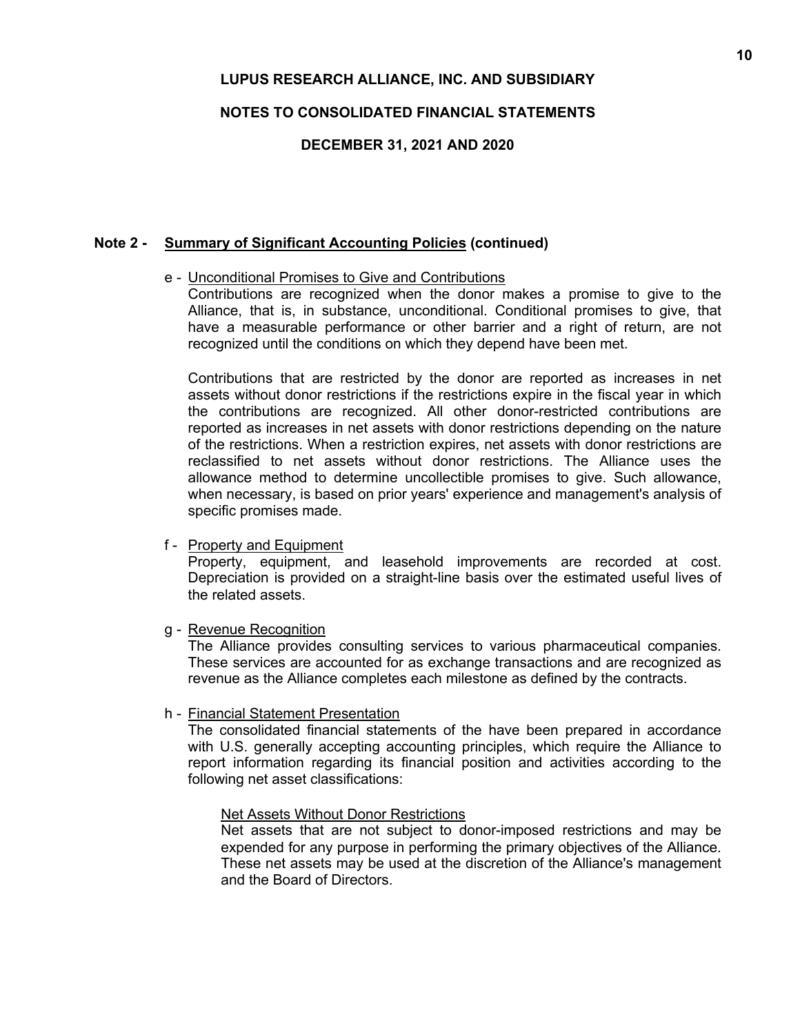LUPUS RESEARCH ALLIANCE, INC. AND SUBSIDIARY

NOTES TO CONSOLIDATED FINANCIAL STATEMENTS

DECEMBER 31, 2021 AND 2020

**Note 2 - Summary of Significant Accounting Policies (continued)**

e - Unconditional Promises to Give and Contributions

Contributions are recognized when the donor makes a promise to give to the Alliance, that is, in substance, unconditional. Conditional promises to give, that have a measurable performance or other barrier and a right of return, are not recognized until the conditions on which they depend have been met.

Contributions that are restricted by the donor are reported as increases in net assets without donor restrictions if the restrictions expire in the fiscal year in which the contributions are recognized. All other donor-restricted contributions are reported as increases in net assets with donor restrictions depending on the nature of the restrictions. When a restriction expires, net assets with donor restrictions are reclassified to net assets without donor restrictions. The Alliance uses the allowance method to determine uncollectible promises to give. Such allowance, when necessary, is based on prior years' experience and management's analysis of specific promises made.

f - Property and Equipment

Property, equipment, and leasehold improvements are recorded at cost. Depreciation is provided on a straight-line basis over the estimated useful lives of the related assets.

g - Revenue Recognition

The Alliance provides consulting services to various pharmaceutical companies. These services are accounted for as exchange transactions and are recognized as revenue as the Alliance completes each milestone as defined by the contracts.

h - Financial Statement Presentation

The consolidated financial statements of the have been prepared in accordance with U.S. generally accepting accounting principles, which require the Alliance to report information regarding its financial position and activities according to the following net asset classifications:

Net Assets Without Donor Restrictions

Net assets that are not subject to donor-imposed restrictions and may be expended for any purpose in performing the primary objectives of the Alliance. These net assets may be used at the discretion of the Alliance's management and the Board of Directors.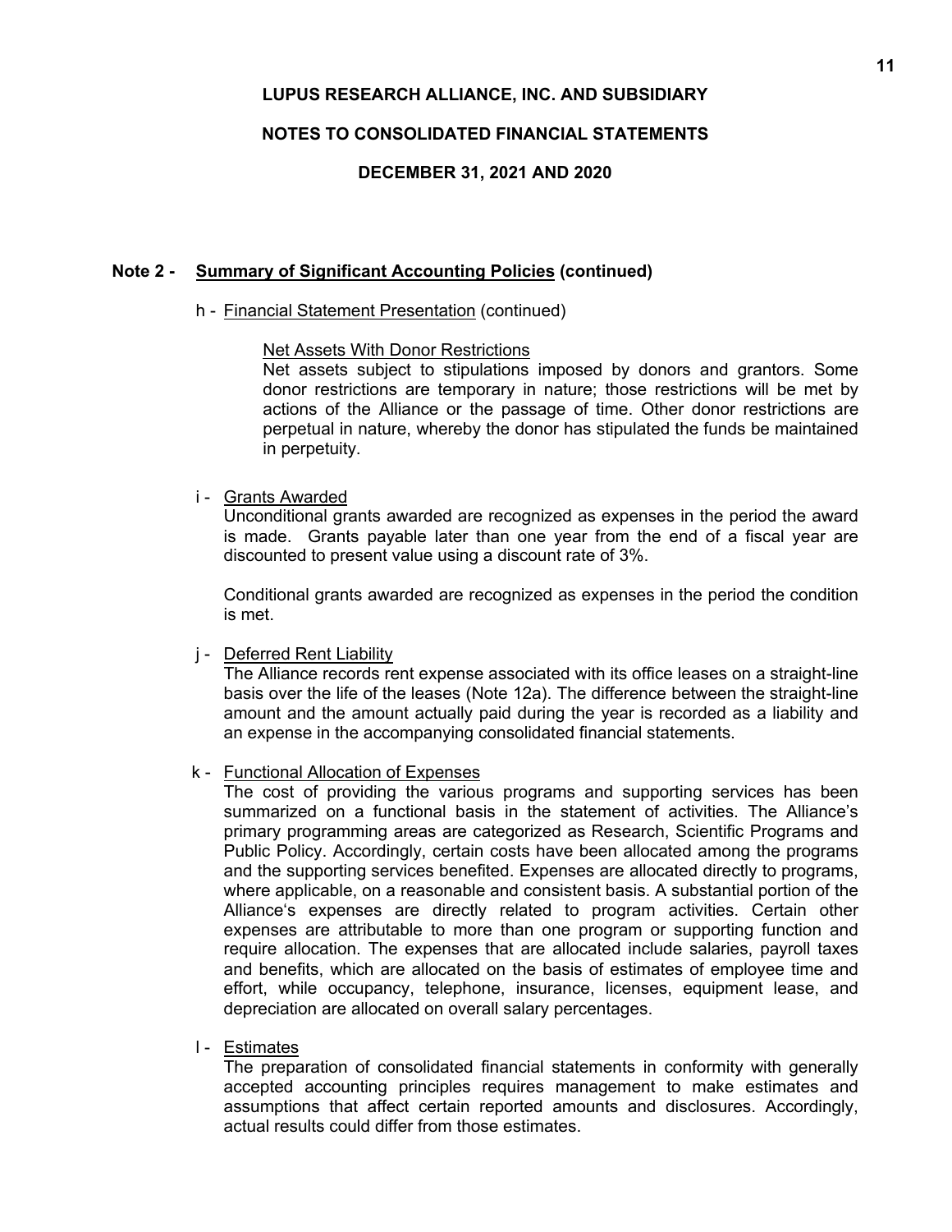**LUPUS RESEARCH ALLIANCE, INC. AND SUBSIDIARY**

**NOTES TO CONSOLIDATED FINANCIAL STATEMENTS**

**DECEMBER 31, 2021 AND 2020**

**Note 2 - Summary of Significant Accounting Policies (continued)**

h - Financial Statement Presentation (continued)

Net Assets With Donor Restrictions
Net assets subject to stipulations imposed by donors and grantors. Some donor restrictions are temporary in nature; those restrictions will be met by actions of the Alliance or the passage of time. Other donor restrictions are perpetual in nature, whereby the donor has stipulated the funds be maintained in perpetuity.

i - Grants Awarded
Unconditional grants awarded are recognized as expenses in the period the award is made. Grants payable later than one year from the end of a fiscal year are discounted to present value using a discount rate of 3%.

Conditional grants awarded are recognized as expenses in the period the condition is met.

j - Deferred Rent Liability
The Alliance records rent expense associated with its office leases on a straight-line basis over the life of the leases (Note 12a). The difference between the straight-line amount and the amount actually paid during the year is recorded as a liability and an expense in the accompanying consolidated financial statements.

k - Functional Allocation of Expenses
The cost of providing the various programs and supporting services has been summarized on a functional basis in the statement of activities. The Alliance's primary programming areas are categorized as Research, Scientific Programs and Public Policy. Accordingly, certain costs have been allocated among the programs and the supporting services benefited. Expenses are allocated directly to programs, where applicable, on a reasonable and consistent basis. A substantial portion of the Alliance's expenses are directly related to program activities. Certain other expenses are attributable to more than one program or supporting function and require allocation. The expenses that are allocated include salaries, payroll taxes and benefits, which are allocated on the basis of estimates of employee time and effort, while occupancy, telephone, insurance, licenses, equipment lease, and depreciation are allocated on overall salary percentages.

l - Estimates
The preparation of consolidated financial statements in conformity with generally accepted accounting principles requires management to make estimates and assumptions that affect certain reported amounts and disclosures. Accordingly, actual results could differ from those estimates.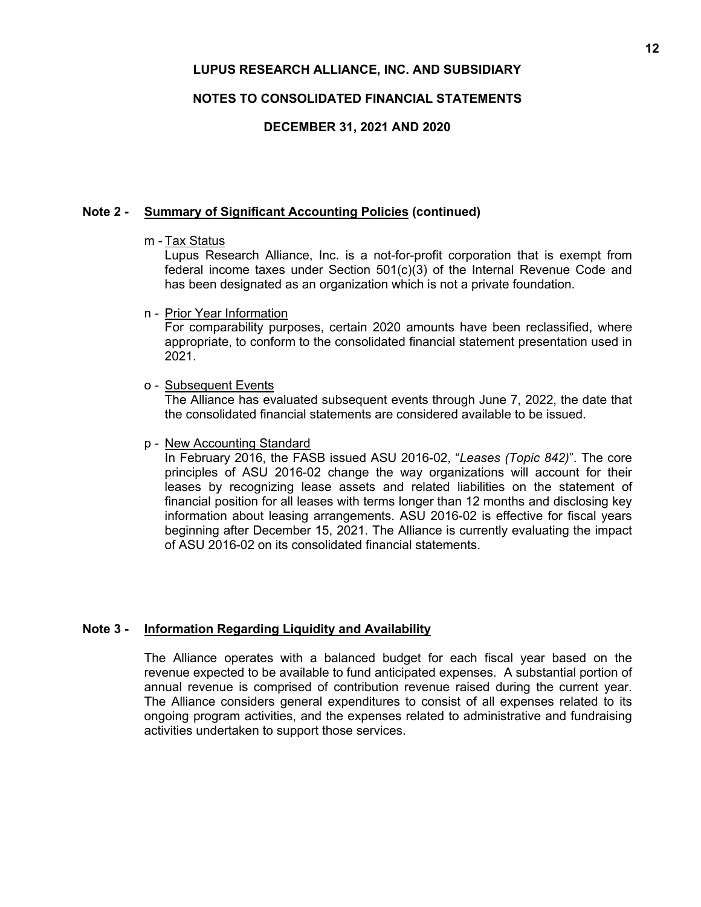# LUPUS RESEARCH ALLIANCE, INC. AND SUBSIDIARY

## NOTES TO CONSOLIDATED FINANCIAL STATEMENTS

## DECEMBER 31, 2021 AND 2020

### Note 2 - Summary of Significant Accounting Policies (continued)

m - Tax Status

Lupus Research Alliance, Inc. is a not-for-profit corporation that is exempt from federal income taxes under Section 501(c)(3) of the Internal Revenue Code and has been designated as an organization which is not a private foundation.

n - Prior Year Information

For comparability purposes, certain 2020 amounts have been reclassified, where appropriate, to conform to the consolidated financial statement presentation used in 2021.

o - Subsequent Events

The Alliance has evaluated subsequent events through June 7, 2022, the date that the consolidated financial statements are considered available to be issued.

p - New Accounting Standard

In February 2016, the FASB issued ASU 2016-02, "*Leases (Topic 842)*". The core principles of ASU 2016-02 change the way organizations will account for their leases by recognizing lease assets and related liabilities on the statement of financial position for all leases with terms longer than 12 months and disclosing key information about leasing arrangements. ASU 2016-02 is effective for fiscal years beginning after December 15, 2021. The Alliance is currently evaluating the impact of ASU 2016-02 on its consolidated financial statements.

### Note 3 - Information Regarding Liquidity and Availability

The Alliance operates with a balanced budget for each fiscal year based on the revenue expected to be available to fund anticipated expenses. A substantial portion of annual revenue is comprised of contribution revenue raised during the current year. The Alliance considers general expenditures to consist of all expenses related to its ongoing program activities, and the expenses related to administrative and fundraising activities undertaken to support those services.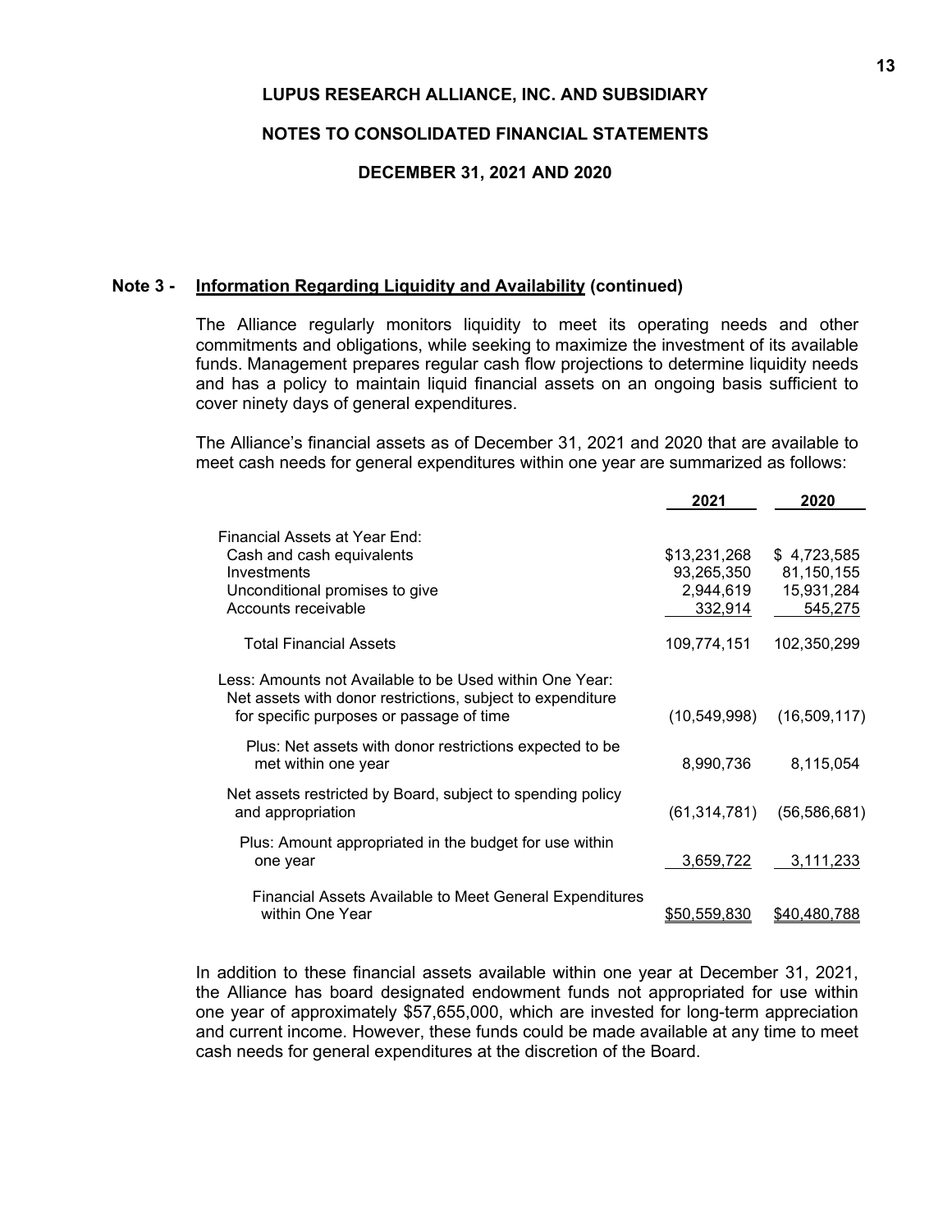### Note 3 - Information Regarding Liquidity and Availability (continued)

The Alliance regularly monitors liquidity to meet its operating needs and other commitments and obligations, while seeking to maximize the investment of its available funds. Management prepares regular cash flow projections to determine liquidity needs and has a policy to maintain liquid financial assets on an ongoing basis sufficient to cover ninety days of general expenditures.

The Alliance's financial assets as of December 31, 2021 and 2020 that are available to meet cash needs for general expenditures within one year are summarized as follows:

| | 2021 | 2020 |
|---|---|---|
| Financial Assets at Year End: | | |
| Cash and cash equivalents | $13,231,268 | $ 4,723,585 |
| Investments | 93,265,350 | 81,150,155 |
| Unconditional promises to give | 2,944,619 | 15,931,284 |
| Accounts receivable | 332,914 | 545,275 |
| Total Financial Assets | 109,774,151 | 102,350,299 |
| Less: Amounts not Available to be Used within One Year: Net assets with donor restrictions, subject to expenditure for specific purposes or passage of time | (10,549,998) | (16,509,117) |
| Plus: Net assets with donor restrictions expected to be met within one year | 8,990,736 | 8,115,054 |
| Net assets restricted by Board, subject to spending policy and appropriation | (61,314,781) | (56,586,681) |
| Plus: Amount appropriated in the budget for use within one year | 3,659,722 | 3,111,233 |
| Financial Assets Available to Meet General Expenditures within One Year | $50,559,830 | $40,480,788 |

In addition to these financial assets available within one year at December 31, 2021, the Alliance has board designated endowment funds not appropriated for use within one year of approximately $57,655,000, which are invested for long-term appreciation and current income. However, these funds could be made available at any time to meet cash needs for general expenditures at the discretion of the Board.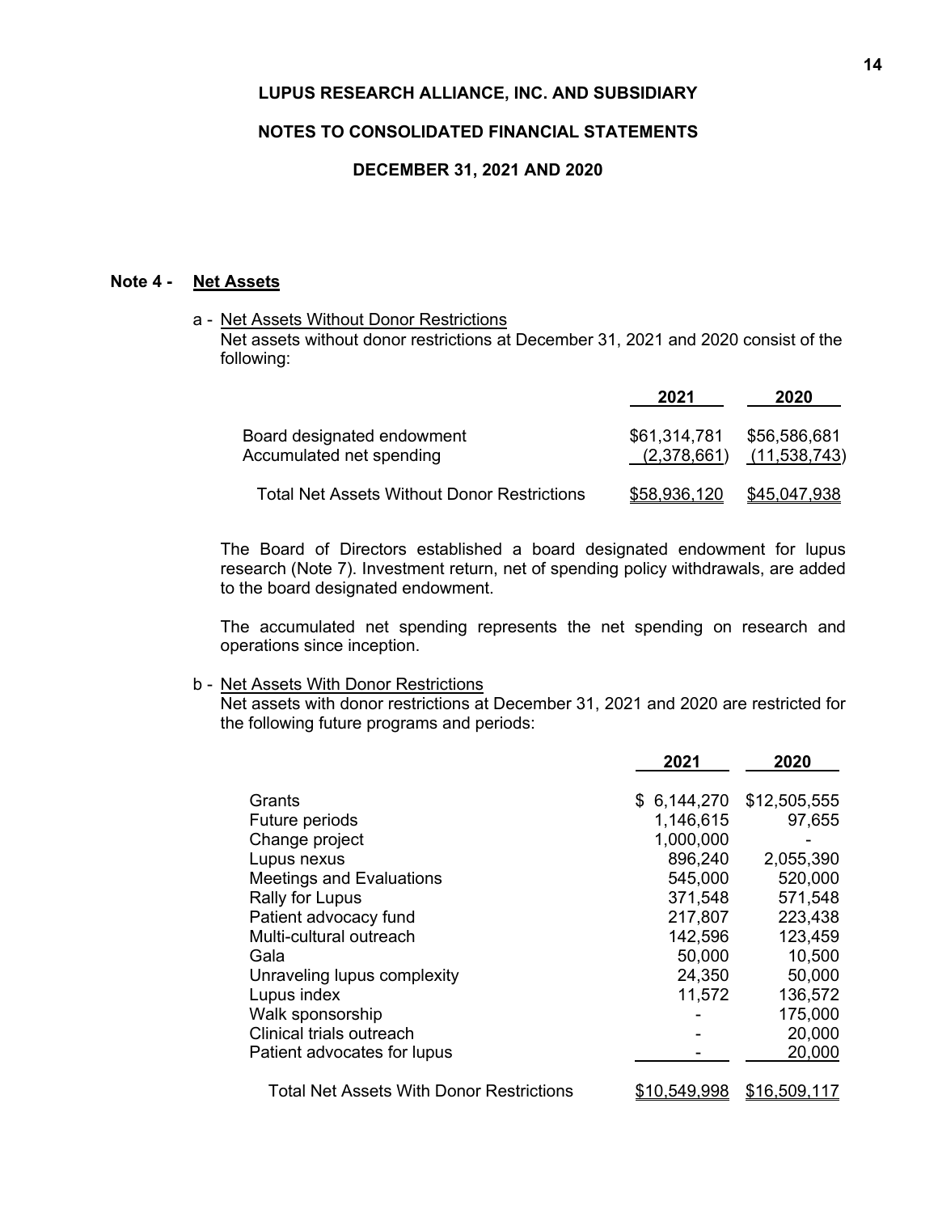LUPUS RESEARCH ALLIANCE, INC. AND SUBSIDIARY

NOTES TO CONSOLIDATED FINANCIAL STATEMENTS

DECEMBER 31, 2021 AND 2020

## Note 4 - Net Assets

a - Net Assets Without Donor Restrictions

Net assets without donor restrictions at December 31, 2021 and 2020 consist of the following:

| | 2021 | 2020 |
|---|---|---|
| Board designated endowment | $61,314,781 | $56,586,681 |
| Accumulated net spending | (2,378,661) | (11,538,743) |
| Total Net Assets Without Donor Restrictions | $58,936,120 | $45,047,938 |

The Board of Directors established a board designated endowment for lupus research (Note 7). Investment return, net of spending policy withdrawals, are added to the board designated endowment.

The accumulated net spending represents the net spending on research and operations since inception.

b - Net Assets With Donor Restrictions

Net assets with donor restrictions at December 31, 2021 and 2020 are restricted for the following future programs and periods:

| | 2021 | 2020 |
|---|---|---|
| Grants | $ 6,144,270 | $12,505,555 |
| Future periods | 1,146,615 | 97,655 |
| Change project | 1,000,000 | - |
| Lupus nexus | 896,240 | 2,055,390 |
| Meetings and Evaluations | 545,000 | 520,000 |
| Rally for Lupus | 371,548 | 571,548 |
| Patient advocacy fund | 217,807 | 223,438 |
| Multi-cultural outreach | 142,596 | 123,459 |
| Gala | 50,000 | 10,500 |
| Unraveling lupus complexity | 24,350 | 50,000 |
| Lupus index | 11,572 | 136,572 |
| Walk sponsorship | - | 175,000 |
| Clinical trials outreach | - | 20,000 |
| Patient advocates for lupus | - | 20,000 |
| Total Net Assets With Donor Restrictions | $10,549,998 | $16,509,117 |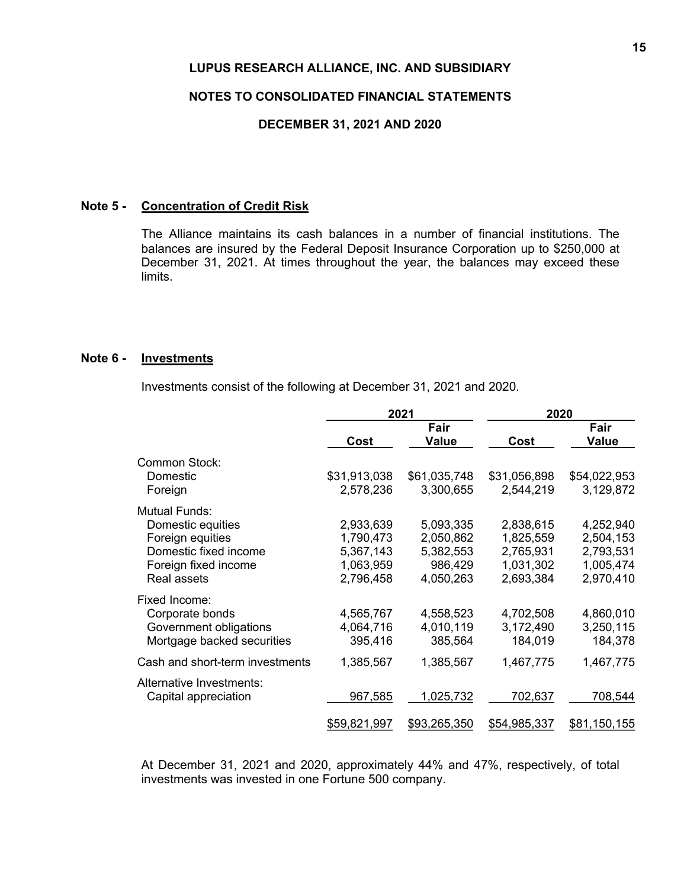**LUPUS RESEARCH ALLIANCE, INC. AND SUBSIDIARY**

**NOTES TO CONSOLIDATED FINANCIAL STATEMENTS**

**DECEMBER 31, 2021 AND 2020**

## Note 5 - Concentration of Credit Risk

The Alliance maintains its cash balances in a number of financial institutions. The balances are insured by the Federal Deposit Insurance Corporation up to $250,000 at December 31, 2021. At times throughout the year, the balances may exceed these limits.

## Note 6 - Investments

Investments consist of the following at December 31, 2021 and 2020.

| | 2021 | | 2020 | |
|---|---|---|---|---|
| | Cost | Fair Value | Cost | Fair Value |
| Common Stock: | | | | |
| Domestic | $31,913,038 | $61,035,748 | $31,056,898 | $54,022,953 |
| Foreign | 2,578,236 | 3,300,655 | 2,544,219 | 3,129,872 |
| Mutual Funds: | | | | |
| Domestic equities | 2,933,639 | 5,093,335 | 2,838,615 | 4,252,940 |
| Foreign equities | 1,790,473 | 2,050,862 | 1,825,559 | 2,504,153 |
| Domestic fixed income | 5,367,143 | 5,382,553 | 2,765,931 | 2,793,531 |
| Foreign fixed income | 1,063,959 | 986,429 | 1,031,302 | 1,005,474 |
| Real assets | 2,796,458 | 4,050,263 | 2,693,384 | 2,970,410 |
| Fixed Income: | | | | |
| Corporate bonds | 4,565,767 | 4,558,523 | 4,702,508 | 4,860,010 |
| Government obligations | 4,064,716 | 4,010,119 | 3,172,490 | 3,250,115 |
| Mortgage backed securities | 395,416 | 385,564 | 184,019 | 184,378 |
| Cash and short-term investments | 1,385,567 | 1,385,567 | 1,467,775 | 1,467,775 |
| Alternative Investments: | | | | |
| Capital appreciation | 967,585 | 1,025,732 | 702,637 | 708,544 |
| | $59,821,997 | $93,265,350 | $54,985,337 | $81,150,155 |

At December 31, 2021 and 2020, approximately 44% and 47%, respectively, of total investments was invested in one Fortune 500 company.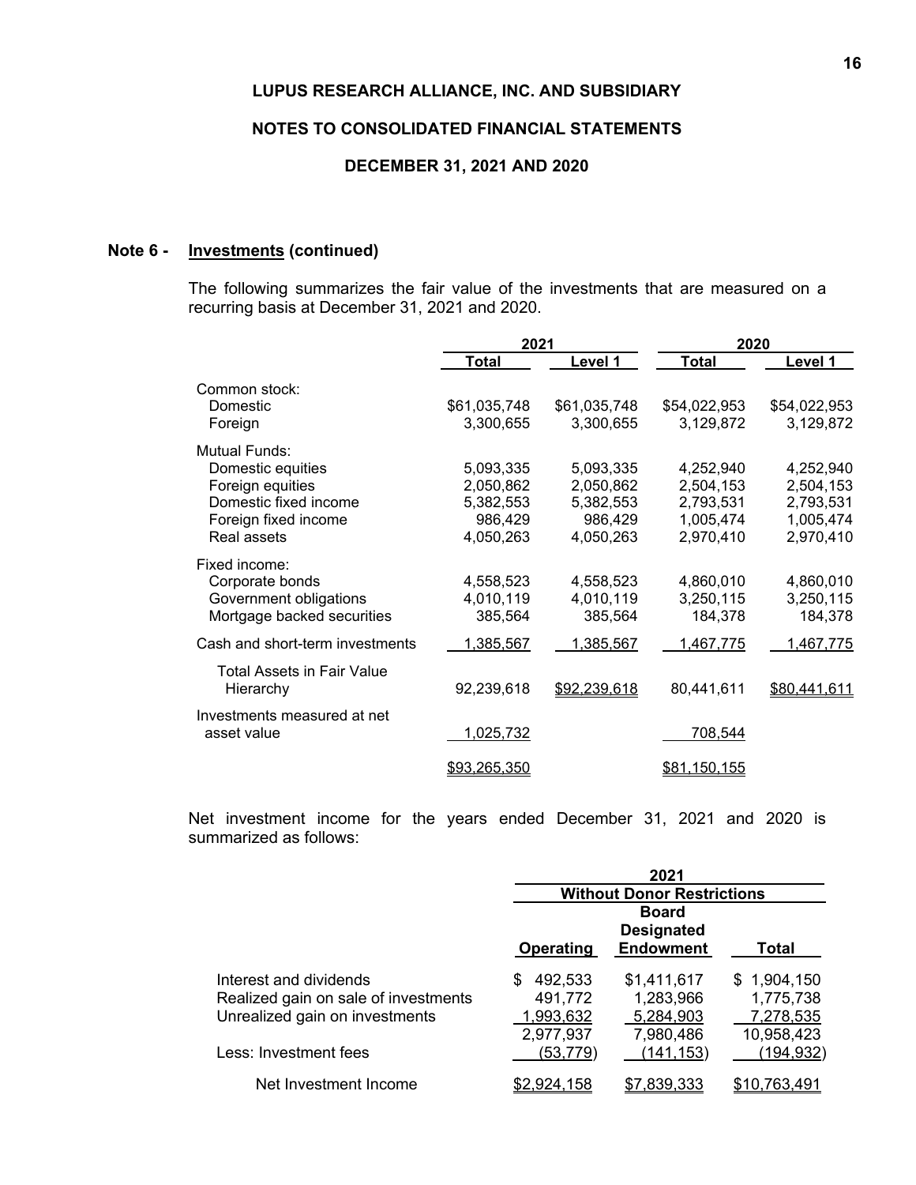**LUPUS RESEARCH ALLIANCE, INC. AND SUBSIDIARY**

**NOTES TO CONSOLIDATED FINANCIAL STATEMENTS**

**DECEMBER 31, 2021 AND 2020**

**Note 6 - Investments (continued)**

The following summarizes the fair value of the investments that are measured on a recurring basis at December 31, 2021 and 2020.

| | 2021 | | 2020 | |
|---|---|---|---|---|
| | Total | Level 1 | Total | Level 1 |
| Common stock: | | | | |
| Domestic | $61,035,748 | $61,035,748 | $54,022,953 | $54,022,953 |
| Foreign | 3,300,655 | 3,300,655 | 3,129,872 | 3,129,872 |
| Mutual Funds: | | | | |
| Domestic equities | 5,093,335 | 5,093,335 | 4,252,940 | 4,252,940 |
| Foreign equities | 2,050,862 | 2,050,862 | 2,504,153 | 2,504,153 |
| Domestic fixed income | 5,382,553 | 5,382,553 | 2,793,531 | 2,793,531 |
| Foreign fixed income | 986,429 | 986,429 | 1,005,474 | 1,005,474 |
| Real assets | 4,050,263 | 4,050,263 | 2,970,410 | 2,970,410 |
| Fixed income: | | | | |
| Corporate bonds | 4,558,523 | 4,558,523 | 4,860,010 | 4,860,010 |
| Government obligations | 4,010,119 | 4,010,119 | 3,250,115 | 3,250,115 |
| Mortgage backed securities | 385,564 | 385,564 | 184,378 | 184,378 |
| Cash and short-term investments | 1,385,567 | 1,385,567 | 1,467,775 | 1,467,775 |
| Total Assets in Fair Value Hierarchy | 92,239,618 | $92,239,618 | 80,441,611 | $80,441,611 |
| Investments measured at net asset value | 1,025,732 | | 708,544 | |
| | $93,265,350 | | $81,150,155 | |

Net investment income for the years ended December 31, 2021 and 2020 is summarized as follows:

| | 2021 | | |
|---|---|---|---|
| | Without Donor Restrictions | | |
| | Operating | Board Designated Endowment | Total |
| Interest and dividends | $ 492,533 | $1,411,617 | $ 1,904,150 |
| Realized gain on sale of investments | 491,772 | 1,283,966 | 1,775,738 |
| Unrealized gain on investments | 1,993,632 | 5,284,903 | 7,278,535 |
| | 2,977,937 | 7,980,486 | 10,958,423 |
| Less: Investment fees | (53,779) | (141,153) | (194,932) |
| Net Investment Income | $2,924,158 | $7,839,333 | $10,763,491 |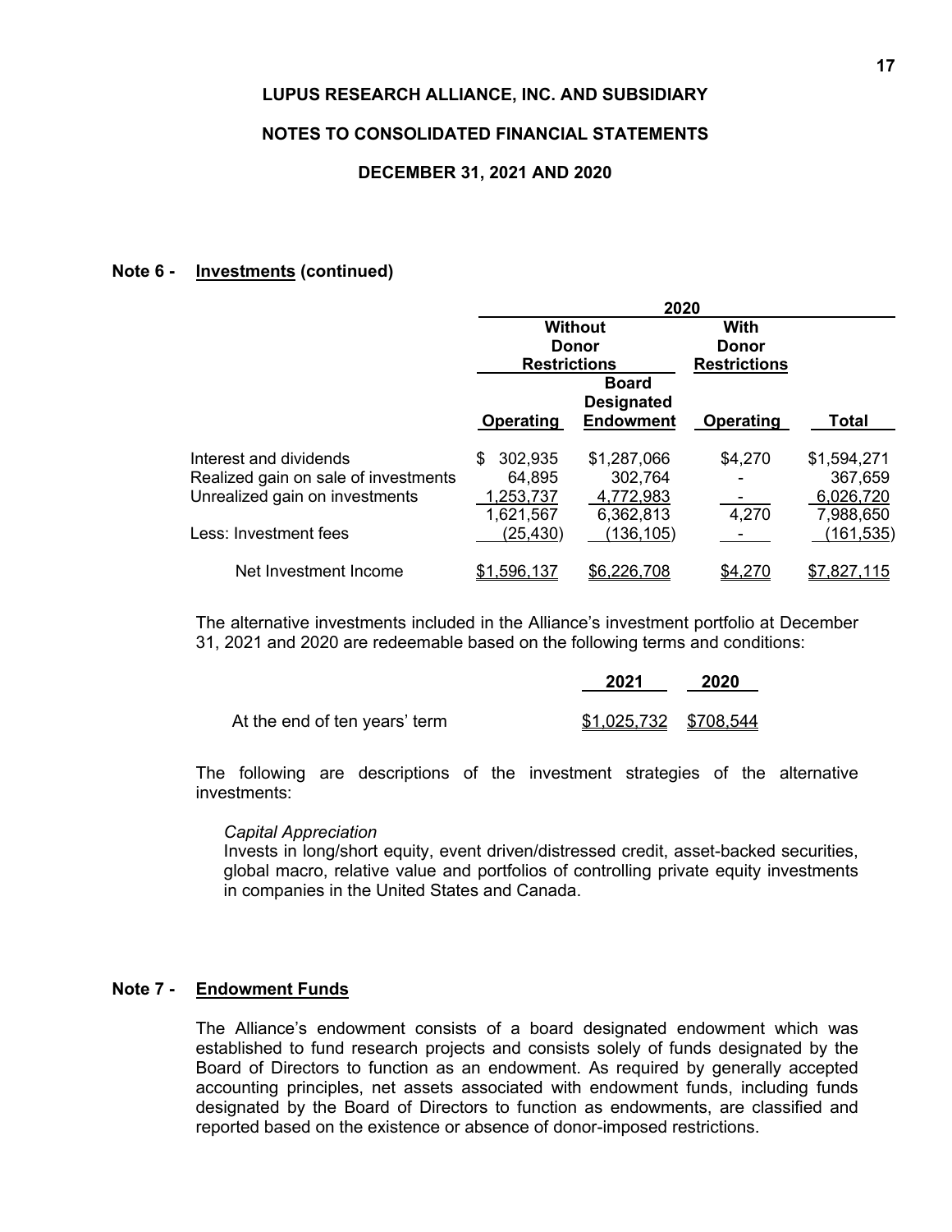LUPUS RESEARCH ALLIANCE, INC. AND SUBSIDIARY

NOTES TO CONSOLIDATED FINANCIAL STATEMENTS

DECEMBER 31, 2021 AND 2020

## Note 6 - Investments (continued)

| | 2020 | | | |
|---|---|---|---|---|
| | Without Donor Restrictions | | With Donor Restrictions | |
| | Operating | Board Designated Endowment | Operating | Total |
| Interest and dividends | $ 302,935 | $1,287,066 | $4,270 | $1,594,271 |
| Realized gain on sale of investments | 64,895 | 302,764 | - | 367,659 |
| Unrealized gain on investments | 1,253,737 | 4,772,983 | - | 6,026,720 |
| | 1,621,567 | 6,362,813 | 4,270 | 7,988,650 |
| Less: Investment fees | (25,430) | (136,105) | - | (161,535) |
| Net Investment Income | $1,596,137 | $6,226,708 | $4,270 | $7,827,115 |

The alternative investments included in the Alliance's investment portfolio at December 31, 2021 and 2020 are redeemable based on the following terms and conditions:

| | 2021 | 2020 |
|---|---|---|
| At the end of ten years' term | $1,025,732 | $708,544 |

The following are descriptions of the investment strategies of the alternative investments:

*Capital Appreciation*
Invests in long/short equity, event driven/distressed credit, asset-backed securities, global macro, relative value and portfolios of controlling private equity investments in companies in the United States and Canada.

## Note 7 - Endowment Funds

The Alliance's endowment consists of a board designated endowment which was established to fund research projects and consists solely of funds designated by the Board of Directors to function as an endowment. As required by generally accepted accounting principles, net assets associated with endowment funds, including funds designated by the Board of Directors to function as endowments, are classified and reported based on the existence or absence of donor-imposed restrictions.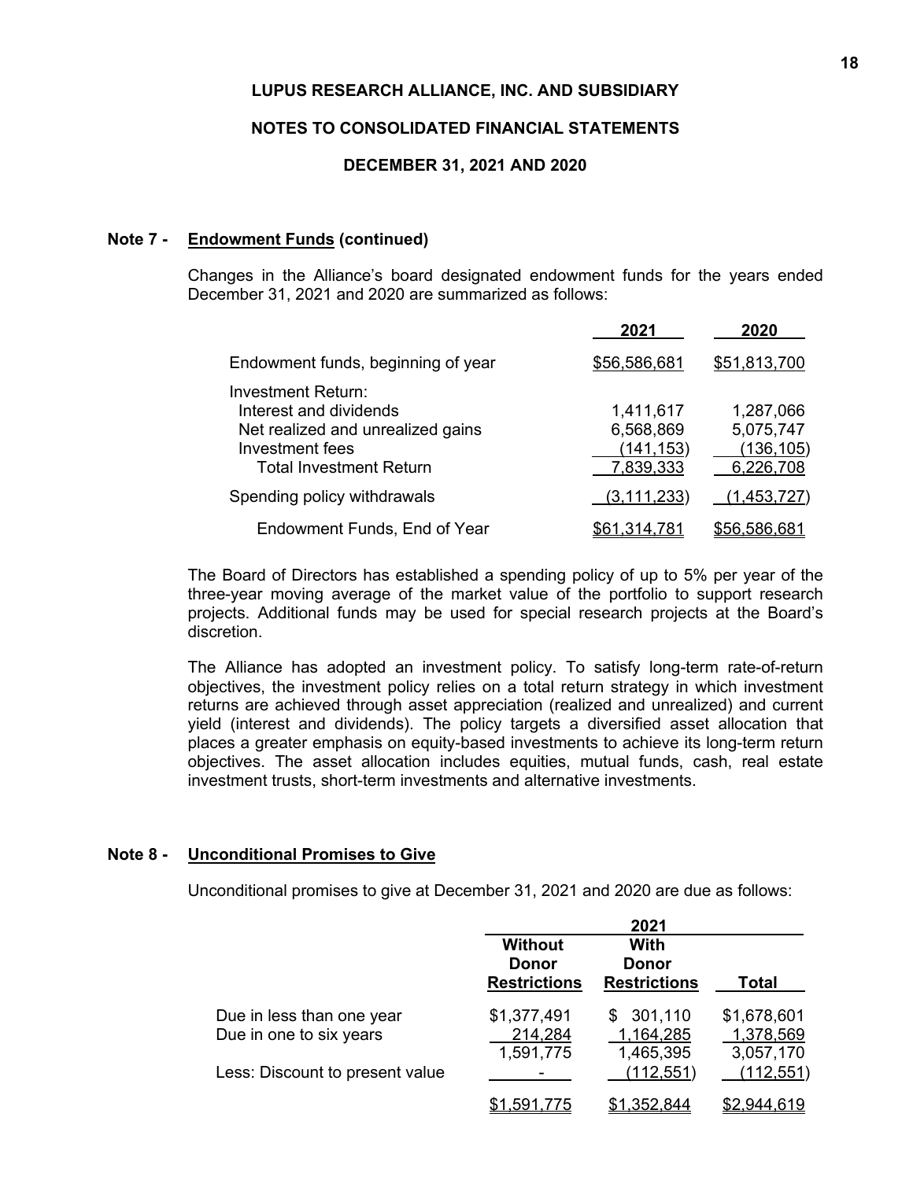**LUPUS RESEARCH ALLIANCE, INC. AND SUBSIDIARY**

**NOTES TO CONSOLIDATED FINANCIAL STATEMENTS**

**DECEMBER 31, 2021 AND 2020**

## Note 7 - Endowment Funds (continued)

Changes in the Alliance's board designated endowment funds for the years ended December 31, 2021 and 2020 are summarized as follows:

| | 2021 | 2020 |
|---|---|---|
| Endowment funds, beginning of year | $56,586,681 | $51,813,700 |
| Investment Return: | | |
| Interest and dividends | 1,411,617 | 1,287,066 |
| Net realized and unrealized gains | 6,568,869 | 5,075,747 |
| Investment fees | (141,153) | (136,105) |
| Total Investment Return | 7,839,333 | 6,226,708 |
| Spending policy withdrawals | (3,111,233) | (1,453,727) |
| Endowment Funds, End of Year | $61,314,781 | $56,586,681 |

The Board of Directors has established a spending policy of up to 5% per year of the three-year moving average of the market value of the portfolio to support research projects. Additional funds may be used for special research projects at the Board's discretion.

The Alliance has adopted an investment policy. To satisfy long-term rate-of-return objectives, the investment policy relies on a total return strategy in which investment returns are achieved through asset appreciation (realized and unrealized) and current yield (interest and dividends). The policy targets a diversified asset allocation that places a greater emphasis on equity-based investments to achieve its long-term return objectives. The asset allocation includes equities, mutual funds, cash, real estate investment trusts, short-term investments and alternative investments.

## Note 8 - Unconditional Promises to Give

Unconditional promises to give at December 31, 2021 and 2020 are due as follows:

| | 2021 | | |
|---|---|---|---|
| | Without Donor Restrictions | With Donor Restrictions | Total |
| Due in less than one year | $1,377,491 | $ 301,110 | $1,678,601 |
| Due in one to six years | 214,284 | 1,164,285 | 1,378,569 |
| | 1,591,775 | 1,465,395 | 3,057,170 |
| Less: Discount to present value | - | (112,551) | (112,551) |
| | $1,591,775 | $1,352,844 | $2,944,619 |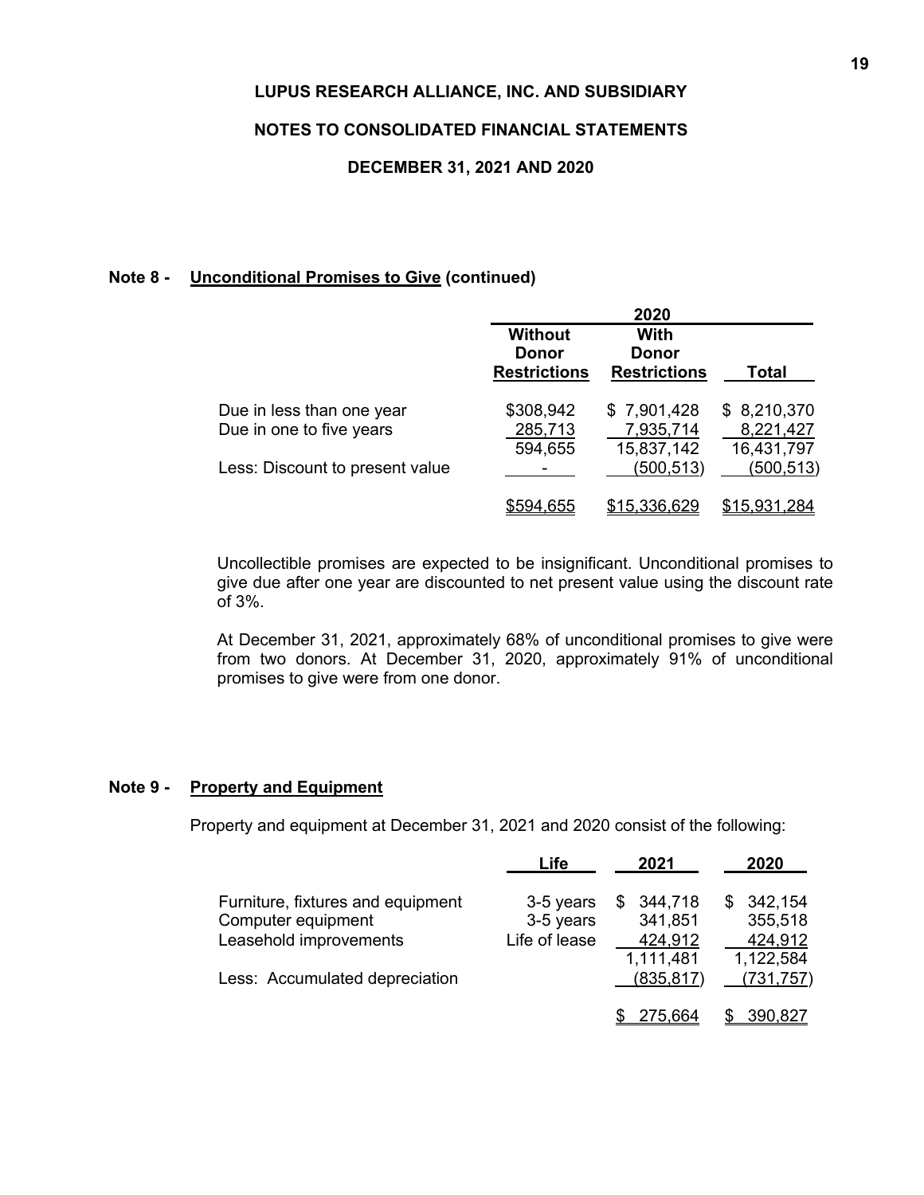**Note 8 - Unconditional Promises to Give (continued)**

| | 2020 | | |
|---|---|---|---|
| | Without Donor Restrictions | With Donor Restrictions | Total |
| Due in less than one year | $308,942 | $ 7,901,428 | $ 8,210,370 |
| Due in one to five years | 285,713 | 7,935,714 | 8,221,427 |
| | 594,655 | 15,837,142 | 16,431,797 |
| Less: Discount to present value | - | (500,513) | (500,513) |
| | $594,655 | $15,336,629 | $15,931,284 |

Uncollectible promises are expected to be insignificant. Unconditional promises to give due after one year are discounted to net present value using the discount rate of 3%.

At December 31, 2021, approximately 68% of unconditional promises to give were from two donors. At December 31, 2020, approximately 91% of unconditional promises to give were from one donor.

**Note 9 - Property and Equipment**

Property and equipment at December 31, 2021 and 2020 consist of the following:

| | Life | 2021 | 2020 |
|---|---|---|---|
| Furniture, fixtures and equipment | 3-5 years | $ 344,718 | $ 342,154 |
| Computer equipment | 3-5 years | 341,851 | 355,518 |
| Leasehold improvements | Life of lease | 424,912 | 424,912 |
| | | 1,111,481 | 1,122,584 |
| Less: Accumulated depreciation | | (835,817) | (731,757) |
| | | $ 275,664 | $ 390,827 |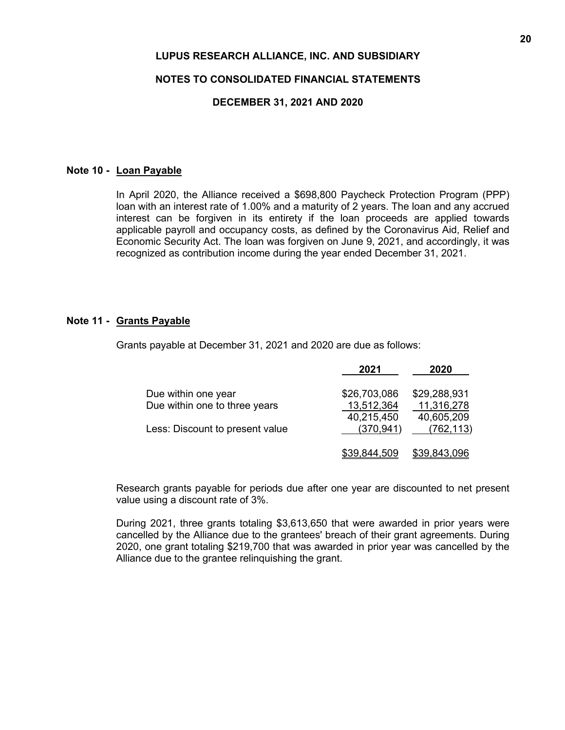**LUPUS RESEARCH ALLIANCE, INC. AND SUBSIDIARY**

**NOTES TO CONSOLIDATED FINANCIAL STATEMENTS**

**DECEMBER 31, 2021 AND 2020**

## Note 10 - Loan Payable

In April 2020, the Alliance received a $698,800 Paycheck Protection Program (PPP) loan with an interest rate of 1.00% and a maturity of 2 years. The loan and any accrued interest can be forgiven in its entirety if the loan proceeds are applied towards applicable payroll and occupancy costs, as defined by the Coronavirus Aid, Relief and Economic Security Act. The loan was forgiven on June 9, 2021, and accordingly, it was recognized as contribution income during the year ended December 31, 2021.

## Note 11 - Grants Payable

Grants payable at December 31, 2021 and 2020 are due as follows:

| | 2021 | 2020 |
|---|---|---|
| Due within one year | $26,703,086 | $29,288,931 |
| Due within one to three years | 13,512,364 | 11,316,278 |
| | 40,215,450 | 40,605,209 |
| Less: Discount to present value | (370,941) | (762,113) |
| | $39,844,509 | $39,843,096 |

Research grants payable for periods due after one year are discounted to net present value using a discount rate of 3%.

During 2021, three grants totaling $3,613,650 that were awarded in prior years were cancelled by the Alliance due to the grantees' breach of their grant agreements. During 2020, one grant totaling $219,700 that was awarded in prior year was cancelled by the Alliance due to the grantee relinquishing the grant.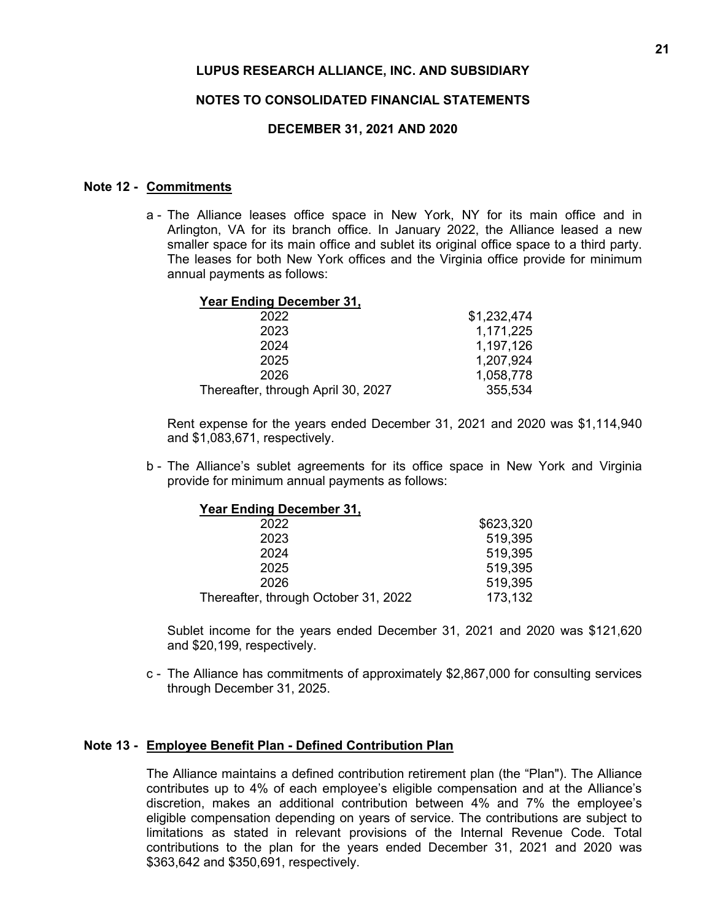# LUPUS RESEARCH ALLIANCE, INC. AND SUBSIDIARY

## NOTES TO CONSOLIDATED FINANCIAL STATEMENTS

## DECEMBER 31, 2021 AND 2020

### Note 12 - Commitments

a - The Alliance leases office space in New York, NY for its main office and in Arlington, VA for its branch office. In January 2022, the Alliance leased a new smaller space for its main office and sublet its original office space to a third party. The leases for both New York offices and the Virginia office provide for minimum annual payments as follows:

| Year Ending December 31, | |
|---|---|
| 2022 | $1,232,474 |
| 2023 | 1,171,225 |
| 2024 | 1,197,126 |
| 2025 | 1,207,924 |
| 2026 | 1,058,778 |
| Thereafter, through April 30, 2027 | 355,534 |

Rent expense for the years ended December 31, 2021 and 2020 was $1,114,940 and $1,083,671, respectively.

b - The Alliance's sublet agreements for its office space in New York and Virginia provide for minimum annual payments as follows:

| Year Ending December 31, | |
|---|---|
| 2022 | $623,320 |
| 2023 | 519,395 |
| 2024 | 519,395 |
| 2025 | 519,395 |
| 2026 | 519,395 |
| Thereafter, through October 31, 2022 | 173,132 |

Sublet income for the years ended December 31, 2021 and 2020 was $121,620 and $20,199, respectively.

c - The Alliance has commitments of approximately $2,867,000 for consulting services through December 31, 2025.

### Note 13 - Employee Benefit Plan - Defined Contribution Plan

The Alliance maintains a defined contribution retirement plan (the "Plan"). The Alliance contributes up to 4% of each employee's eligible compensation and at the Alliance's discretion, makes an additional contribution between 4% and 7% the employee's eligible compensation depending on years of service. The contributions are subject to limitations as stated in relevant provisions of the Internal Revenue Code. Total contributions to the plan for the years ended December 31, 2021 and 2020 was $363,642 and $350,691, respectively.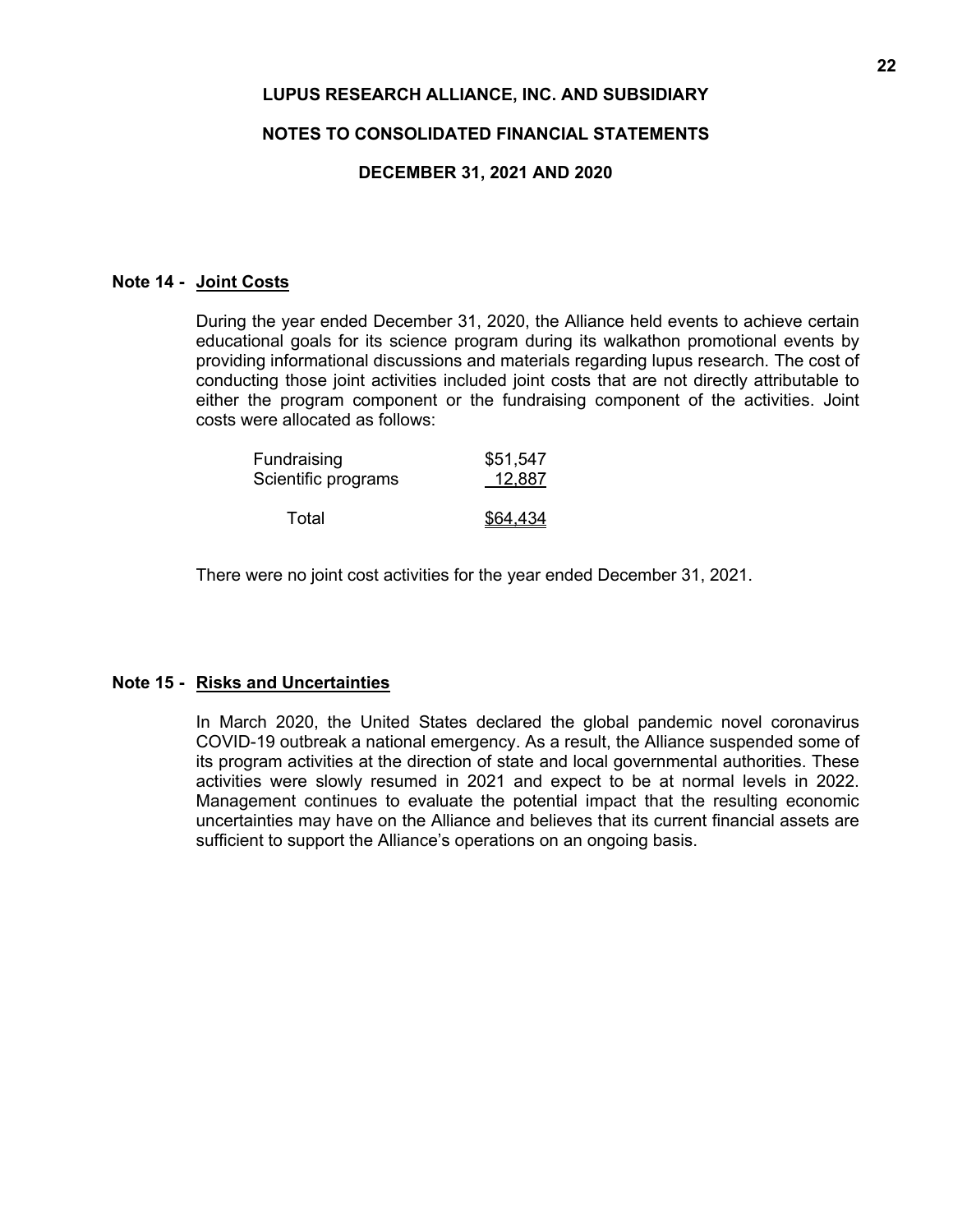**LUPUS RESEARCH ALLIANCE, INC. AND SUBSIDIARY**

**NOTES TO CONSOLIDATED FINANCIAL STATEMENTS**

**DECEMBER 31, 2021 AND 2020**

## Note 14 - Joint Costs

During the year ended December 31, 2020, the Alliance held events to achieve certain educational goals for its science program during its walkathon promotional events by providing informational discussions and materials regarding lupus research. The cost of conducting those joint activities included joint costs that are not directly attributable to either the program component or the fundraising component of the activities. Joint costs were allocated as follows:

| | |
|---|---|
| Fundraising | $51,547 |
| Scientific programs | 12,887 |
| Total | $64,434 |

There were no joint cost activities for the year ended December 31, 2021.

## Note 15 - Risks and Uncertainties

In March 2020, the United States declared the global pandemic novel coronavirus COVID-19 outbreak a national emergency. As a result, the Alliance suspended some of its program activities at the direction of state and local governmental authorities. These activities were slowly resumed in 2021 and expect to be at normal levels in 2022. Management continues to evaluate the potential impact that the resulting economic uncertainties may have on the Alliance and believes that its current financial assets are sufficient to support the Alliance's operations on an ongoing basis.